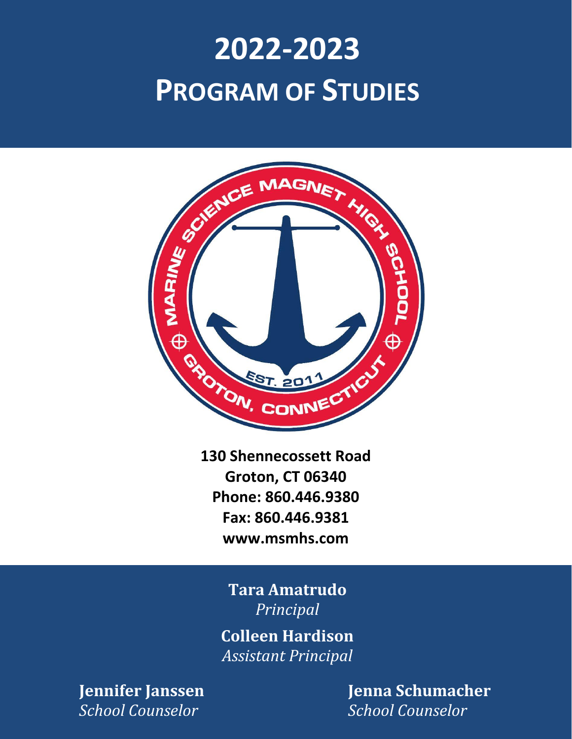# 2022-2023
# PROGRAM OF STUDIES

**130 Shennecossett Road**
**Groton, CT 06340**
**Phone: 860.446.9380**
**Fax: 860.446.9381**
**www.msmhs.com**

**Tara Amatrudo**
*Principal*

**Colleen Hardison**
*Assistant Principal*

**Jennifer Janssen**
*School Counselor*

**Jenna Schumacher**
*School Counselor*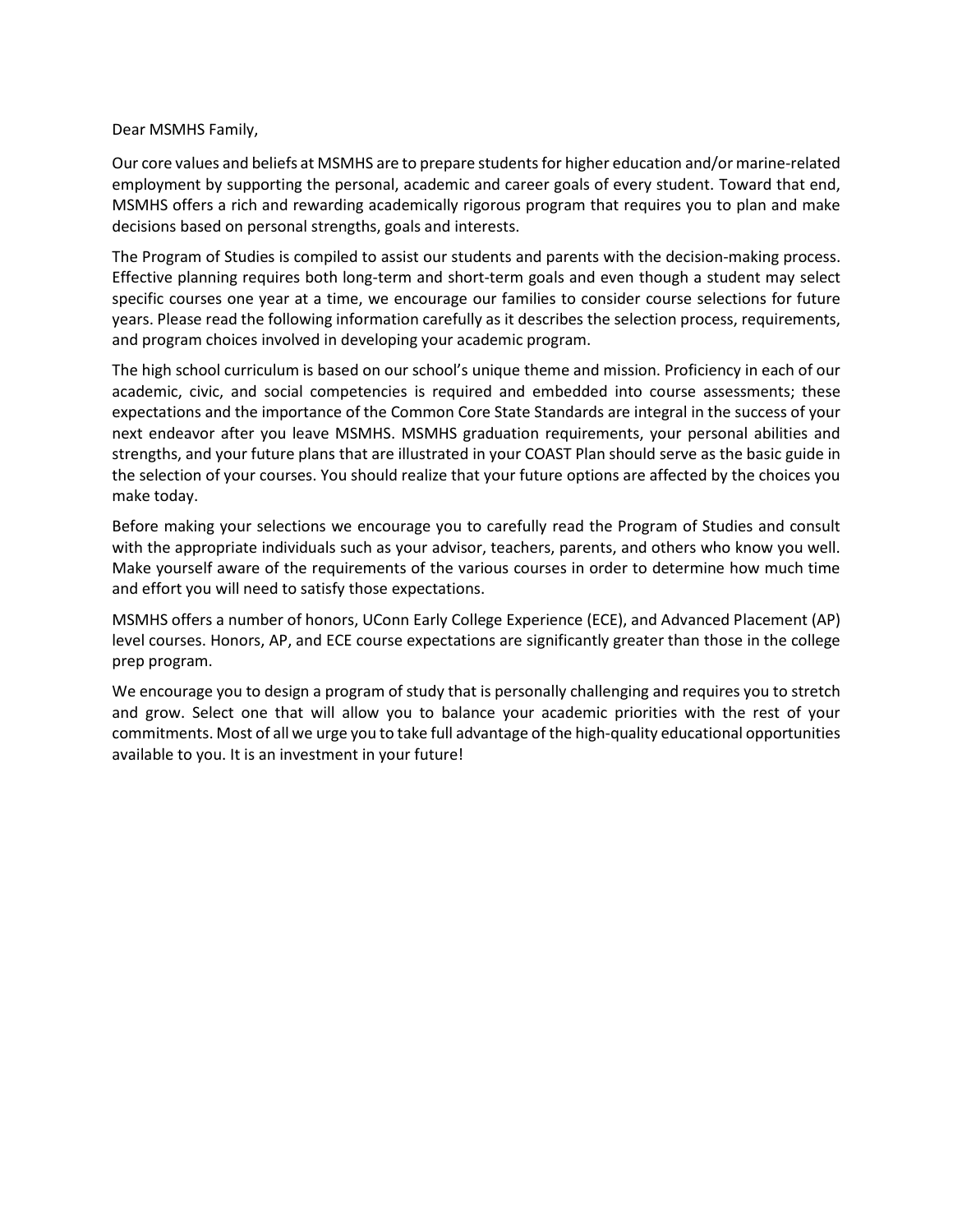Dear MSMHS Family,

Our core values and beliefs at MSMHS are to prepare students for higher education and/or marine-related employment by supporting the personal, academic and career goals of every student. Toward that end, MSMHS offers a rich and rewarding academically rigorous program that requires you to plan and make decisions based on personal strengths, goals and interests.

The Program of Studies is compiled to assist our students and parents with the decision-making process. Effective planning requires both long-term and short-term goals and even though a student may select specific courses one year at a time, we encourage our families to consider course selections for future years. Please read the following information carefully as it describes the selection process, requirements, and program choices involved in developing your academic program.

The high school curriculum is based on our school's unique theme and mission. Proficiency in each of our academic, civic, and social competencies is required and embedded into course assessments; these expectations and the importance of the Common Core State Standards are integral in the success of your next endeavor after you leave MSMHS. MSMHS graduation requirements, your personal abilities and strengths, and your future plans that are illustrated in your COAST Plan should serve as the basic guide in the selection of your courses. You should realize that your future options are affected by the choices you make today.

Before making your selections we encourage you to carefully read the Program of Studies and consult with the appropriate individuals such as your advisor, teachers, parents, and others who know you well. Make yourself aware of the requirements of the various courses in order to determine how much time and effort you will need to satisfy those expectations.

MSMHS offers a number of honors, UConn Early College Experience (ECE), and Advanced Placement (AP) level courses. Honors, AP, and ECE course expectations are significantly greater than those in the college prep program.

We encourage you to design a program of study that is personally challenging and requires you to stretch and grow. Select one that will allow you to balance your academic priorities with the rest of your commitments. Most of all we urge you to take full advantage of the high-quality educational opportunities available to you. It is an investment in your future!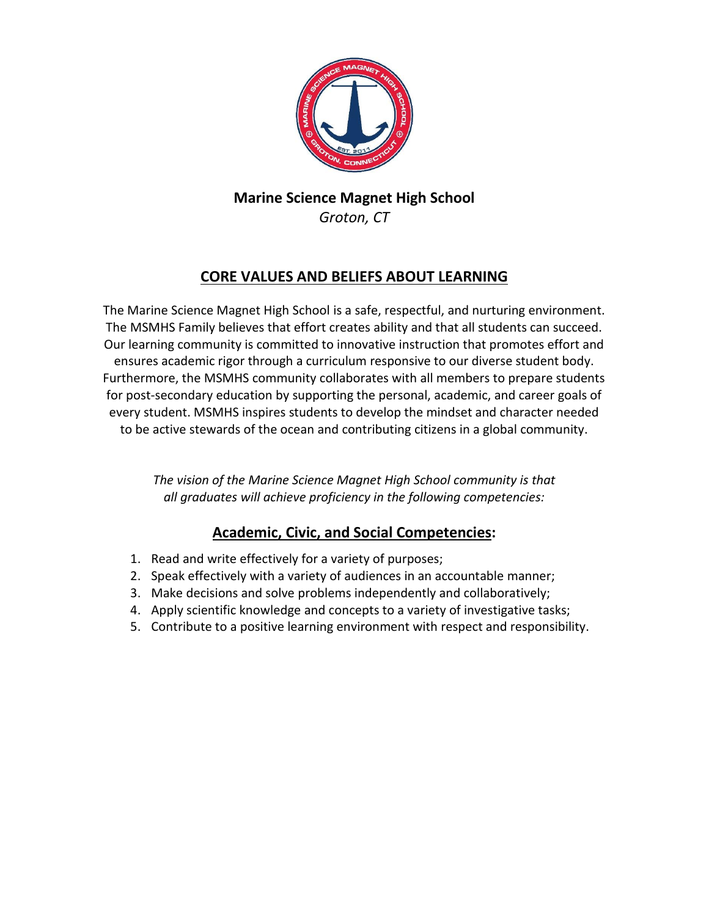**Marine Science Magnet High School**

*Groton, CT*

## CORE VALUES AND BELIEFS ABOUT LEARNING

The Marine Science Magnet High School is a safe, respectful, and nurturing environment. The MSMHS Family believes that effort creates ability and that all students can succeed. Our learning community is committed to innovative instruction that promotes effort and ensures academic rigor through a curriculum responsive to our diverse student body. Furthermore, the MSMHS community collaborates with all members to prepare students for post-secondary education by supporting the personal, academic, and career goals of every student. MSMHS inspires students to develop the mindset and character needed to be active stewards of the ocean and contributing citizens in a global community.

*The vision of the Marine Science Magnet High School community is that all graduates will achieve proficiency in the following competencies:*

### Academic, Civic, and Social Competencies:

1. Read and write effectively for a variety of purposes;
2. Speak effectively with a variety of audiences in an accountable manner;
3. Make decisions and solve problems independently and collaboratively;
4. Apply scientific knowledge and concepts to a variety of investigative tasks;
5. Contribute to a positive learning environment with respect and responsibility.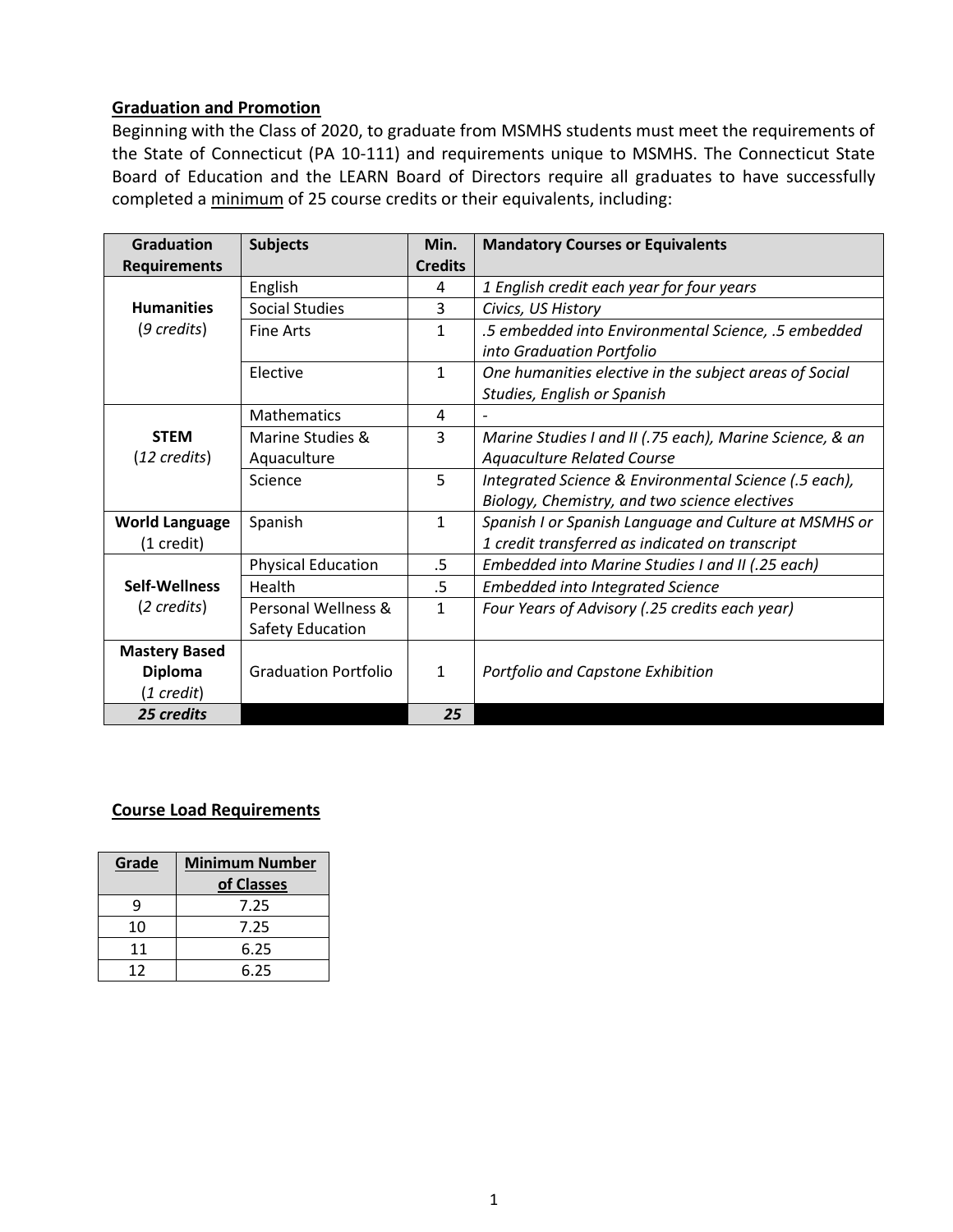**Graduation and Promotion**

Beginning with the Class of 2020, to graduate from MSMHS students must meet the requirements of the State of Connecticut (PA 10-111) and requirements unique to MSMHS. The Connecticut State Board of Education and the LEARN Board of Directors require all graduates to have successfully completed a minimum of 25 course credits or their equivalents, including:

| Graduation Requirements | Subjects | Min. Credits | Mandatory Courses or Equivalents |
|---|---|---|---|
| **Humanities** (*9 credits*) | English | 4 | *1 English credit each year for four years* |
| | Social Studies | 3 | *Civics, US History* |
| | Fine Arts | 1 | *.5 embedded into Environmental Science, .5 embedded into Graduation Portfolio* |
| | Elective | 1 | *One humanities elective in the subject areas of Social Studies, English or Spanish* |
| **STEM** (*12 credits*) | Mathematics | 4 | - |
| | Marine Studies & Aquaculture | 3 | *Marine Studies I and II (.75 each), Marine Science, & an Aquaculture Related Course* |
| | Science | 5 | *Integrated Science & Environmental Science (.5 each), Biology, Chemistry, and two science electives* |
| **World Language** (1 credit) | Spanish | 1 | *Spanish I or Spanish Language and Culture at MSMHS or 1 credit transferred as indicated on transcript* |
| **Self-Wellness** (*2 credits*) | Physical Education | .5 | *Embedded into Marine Studies I and II (.25 each)* |
| | Health | .5 | *Embedded into Integrated Science* |
| | Personal Wellness & Safety Education | 1 | *Four Years of Advisory (.25 credits each year)* |
| **Mastery Based Diploma** (*1 credit*) | Graduation Portfolio | 1 | *Portfolio and Capstone Exhibition* |
| ***25 credits*** | | ***25*** | |

**Course Load Requirements**

| Grade | Minimum Number of Classes |
|---|---|
| 9 | 7.25 |
| 10 | 7.25 |
| 11 | 6.25 |
| 12 | 6.25 |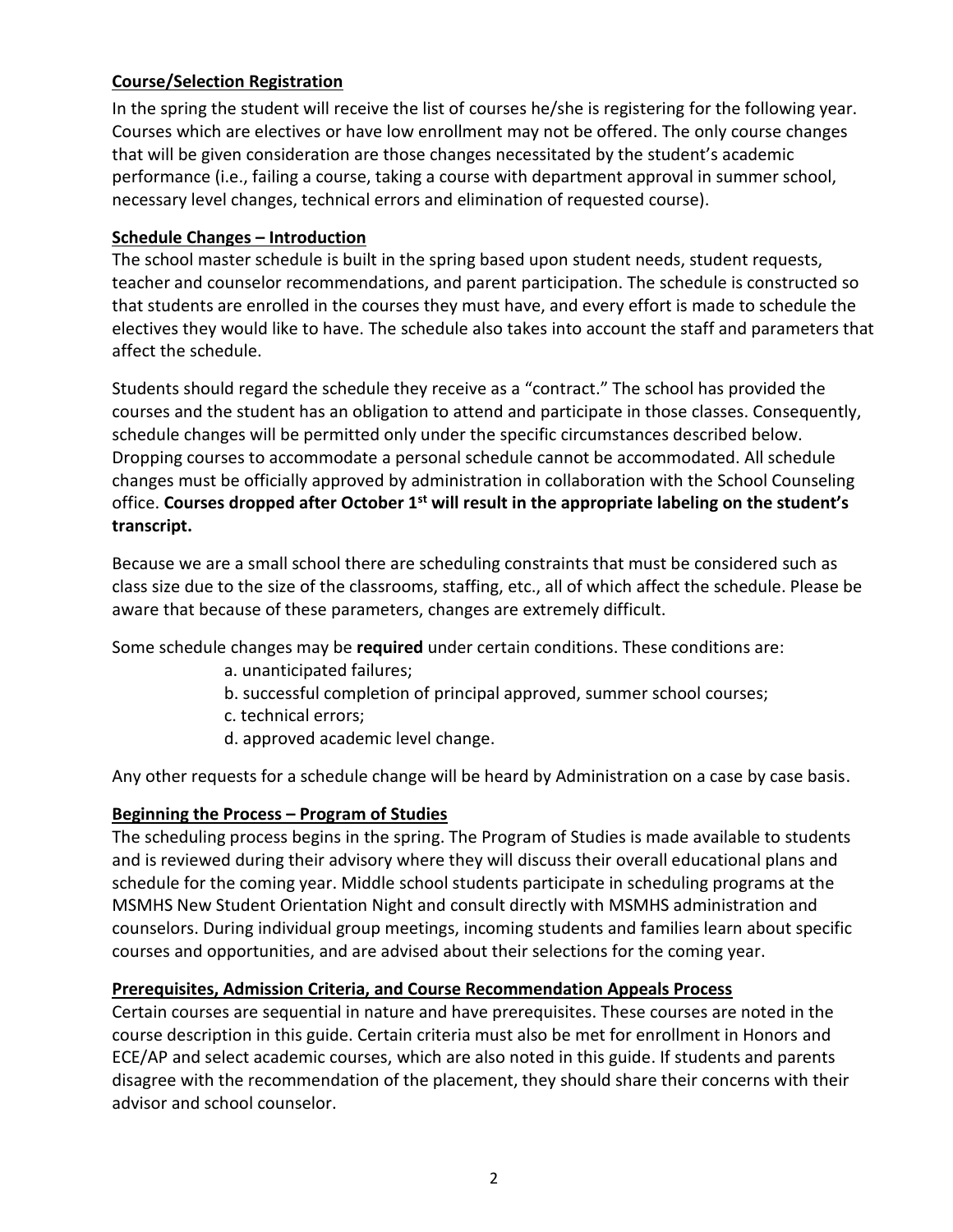## Course/Selection Registration

In the spring the student will receive the list of courses he/she is registering for the following year. Courses which are electives or have low enrollment may not be offered. The only course changes that will be given consideration are those changes necessitated by the student's academic performance (i.e., failing a course, taking a course with department approval in summer school, necessary level changes, technical errors and elimination of requested course).

## Schedule Changes – Introduction

The school master schedule is built in the spring based upon student needs, student requests, teacher and counselor recommendations, and parent participation. The schedule is constructed so that students are enrolled in the courses they must have, and every effort is made to schedule the electives they would like to have. The schedule also takes into account the staff and parameters that affect the schedule.

Students should regard the schedule they receive as a "contract." The school has provided the courses and the student has an obligation to attend and participate in those classes. Consequently, schedule changes will be permitted only under the specific circumstances described below. Dropping courses to accommodate a personal schedule cannot be accommodated. All schedule changes must be officially approved by administration in collaboration with the School Counseling office. **Courses dropped after October 1st will result in the appropriate labeling on the student's transcript.**

Because we are a small school there are scheduling constraints that must be considered such as class size due to the size of the classrooms, staffing, etc., all of which affect the schedule. Please be aware that because of these parameters, changes are extremely difficult.

Some schedule changes may be **required** under certain conditions. These conditions are:

a. unanticipated failures;
b. successful completion of principal approved, summer school courses;
c. technical errors;
d. approved academic level change.

Any other requests for a schedule change will be heard by Administration on a case by case basis.

## Beginning the Process – Program of Studies

The scheduling process begins in the spring. The Program of Studies is made available to students and is reviewed during their advisory where they will discuss their overall educational plans and schedule for the coming year. Middle school students participate in scheduling programs at the MSMHS New Student Orientation Night and consult directly with MSMHS administration and counselors. During individual group meetings, incoming students and families learn about specific courses and opportunities, and are advised about their selections for the coming year.

## Prerequisites, Admission Criteria, and Course Recommendation Appeals Process

Certain courses are sequential in nature and have prerequisites. These courses are noted in the course description in this guide. Certain criteria must also be met for enrollment in Honors and ECE/AP and select academic courses, which are also noted in this guide. If students and parents disagree with the recommendation of the placement, they should share their concerns with their advisor and school counselor.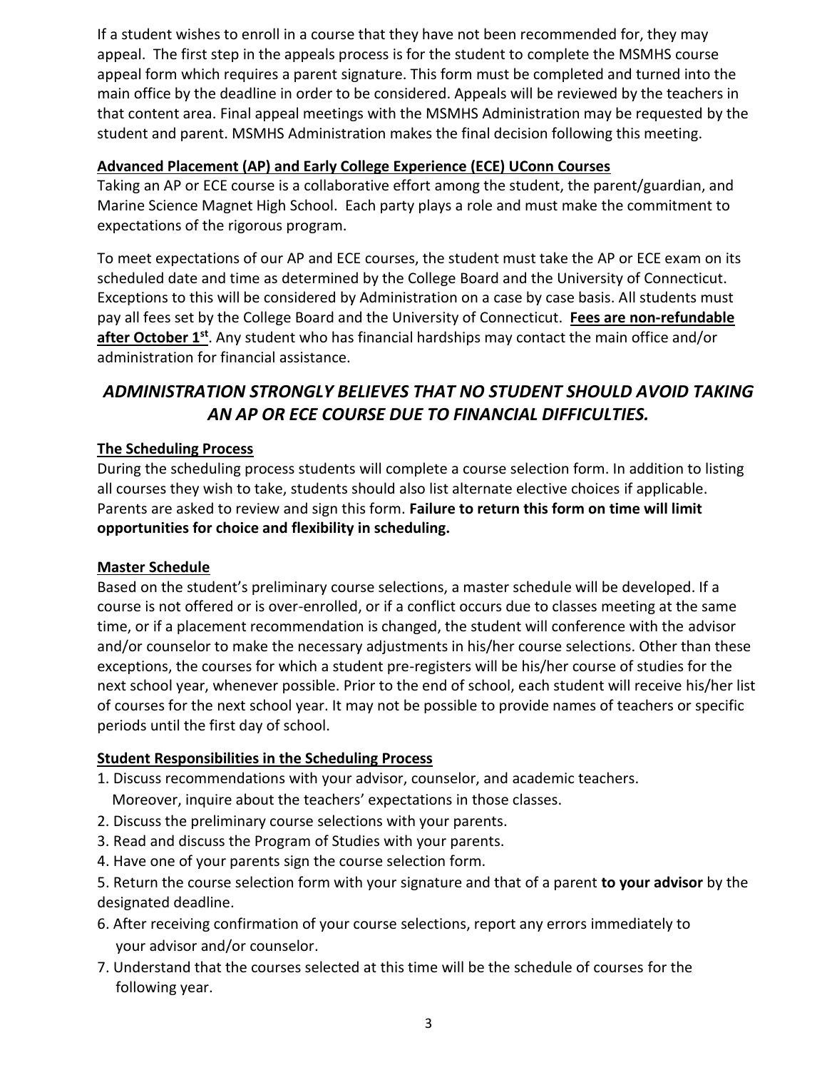If a student wishes to enroll in a course that they have not been recommended for, they may appeal. The first step in the appeals process is for the student to complete the MSMHS course appeal form which requires a parent signature. This form must be completed and turned into the main office by the deadline in order to be considered. Appeals will be reviewed by the teachers in that content area. Final appeal meetings with the MSMHS Administration may be requested by the student and parent. MSMHS Administration makes the final decision following this meeting.

### Advanced Placement (AP) and Early College Experience (ECE) UConn Courses

Taking an AP or ECE course is a collaborative effort among the student, the parent/guardian, and Marine Science Magnet High School. Each party plays a role and must make the commitment to expectations of the rigorous program.

To meet expectations of our AP and ECE courses, the student must take the AP or ECE exam on its scheduled date and time as determined by the College Board and the University of Connecticut. Exceptions to this will be considered by Administration on a case by case basis. All students must pay all fees set by the College Board and the University of Connecticut. **Fees are non-refundable after October 1st**. Any student who has financial hardships may contact the main office and/or administration for financial assistance.

***ADMINISTRATION STRONGLY BELIEVES THAT NO STUDENT SHOULD AVOID TAKING AN AP OR ECE COURSE DUE TO FINANCIAL DIFFICULTIES.***

### The Scheduling Process

During the scheduling process students will complete a course selection form. In addition to listing all courses they wish to take, students should also list alternate elective choices if applicable. Parents are asked to review and sign this form. **Failure to return this form on time will limit opportunities for choice and flexibility in scheduling.**

### Master Schedule

Based on the student's preliminary course selections, a master schedule will be developed. If a course is not offered or is over-enrolled, or if a conflict occurs due to classes meeting at the same time, or if a placement recommendation is changed, the student will conference with the advisor and/or counselor to make the necessary adjustments in his/her course selections. Other than these exceptions, the courses for which a student pre-registers will be his/her course of studies for the next school year, whenever possible. Prior to the end of school, each student will receive his/her list of courses for the next school year. It may not be possible to provide names of teachers or specific periods until the first day of school.

### Student Responsibilities in the Scheduling Process

1. Discuss recommendations with your advisor, counselor, and academic teachers. Moreover, inquire about the teachers' expectations in those classes.
2. Discuss the preliminary course selections with your parents.
3. Read and discuss the Program of Studies with your parents.
4. Have one of your parents sign the course selection form.
5. Return the course selection form with your signature and that of a parent **to your advisor** by the designated deadline.
6. After receiving confirmation of your course selections, report any errors immediately to your advisor and/or counselor.
7. Understand that the courses selected at this time will be the schedule of courses for the following year.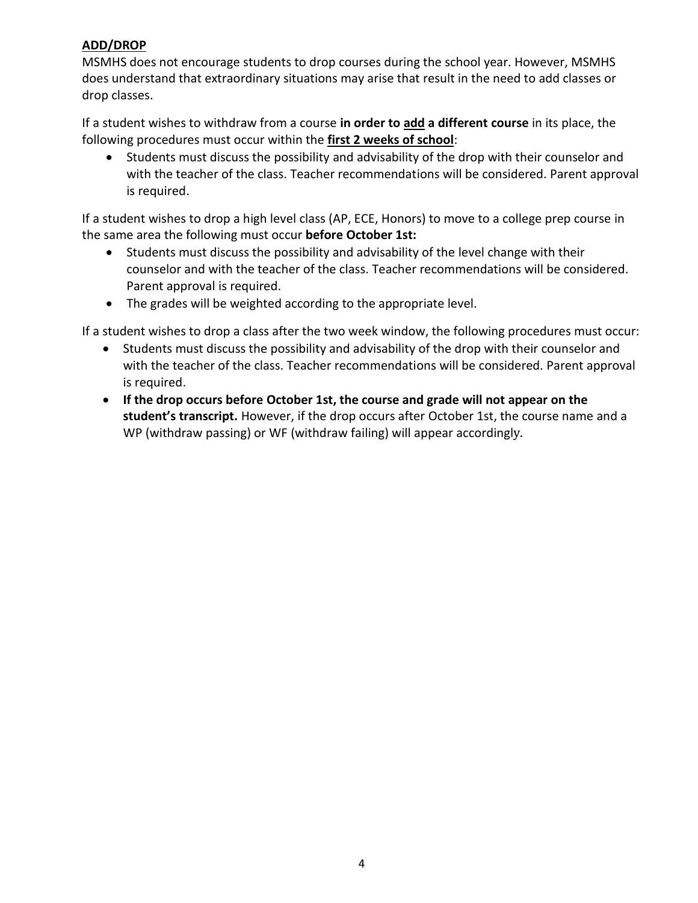## **ADD/DROP**

MSMHS does not encourage students to drop courses during the school year. However, MSMHS does understand that extraordinary situations may arise that result in the need to add classes or drop classes.

If a student wishes to withdraw from a course **in order to add a different course** in its place, the following procedures must occur within the **first 2 weeks of school**:

- Students must discuss the possibility and advisability of the drop with their counselor and with the teacher of the class. Teacher recommendations will be considered. Parent approval is required.

If a student wishes to drop a high level class (AP, ECE, Honors) to move to a college prep course in the same area the following must occur **before October 1st:**

- Students must discuss the possibility and advisability of the level change with their counselor and with the teacher of the class. Teacher recommendations will be considered. Parent approval is required.
- The grades will be weighted according to the appropriate level.

If a student wishes to drop a class after the two week window, the following procedures must occur:

- Students must discuss the possibility and advisability of the drop with their counselor and with the teacher of the class. Teacher recommendations will be considered. Parent approval is required.
- **If the drop occurs before October 1st, the course and grade will not appear on the student's transcript.** However, if the drop occurs after October 1st, the course name and a WP (withdraw passing) or WF (withdraw failing) will appear accordingly.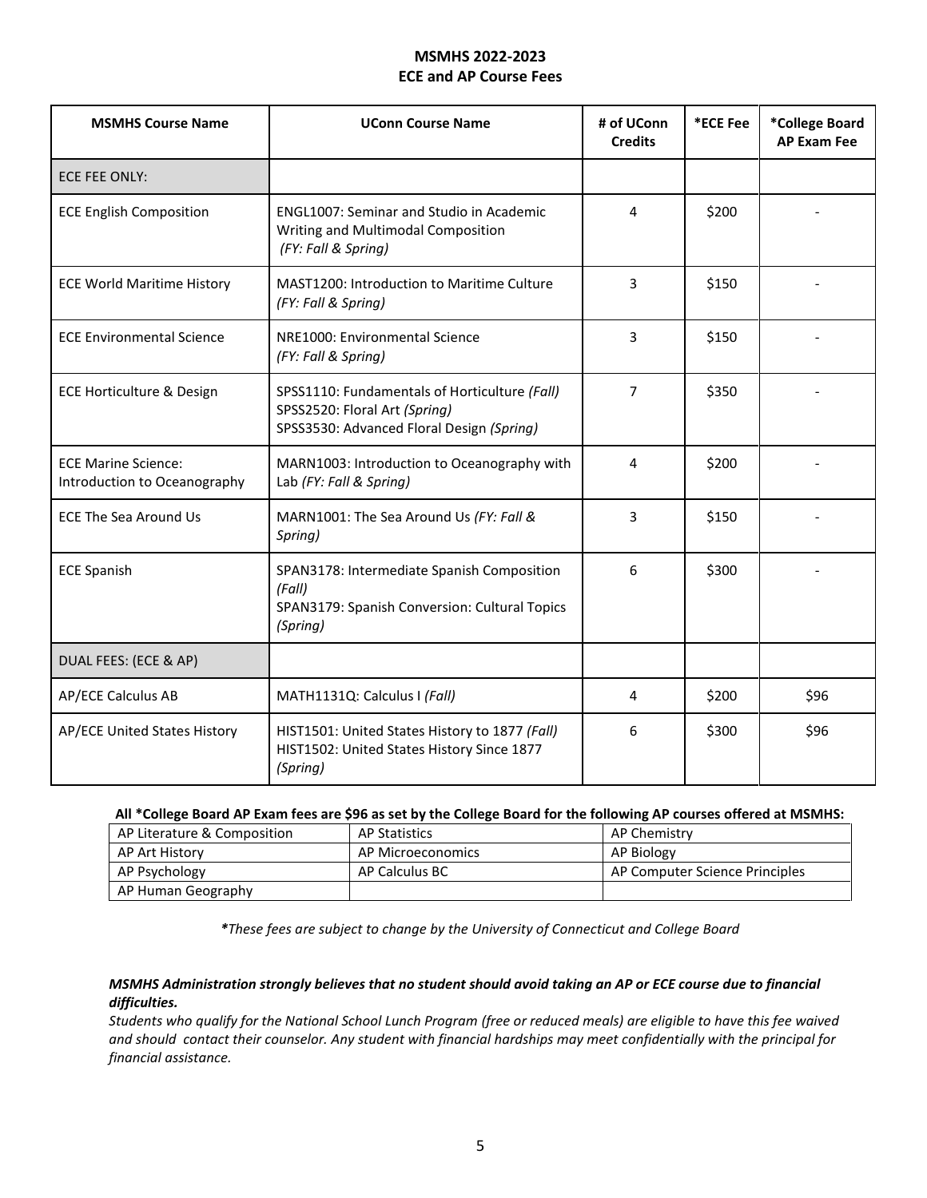**MSMHS 2022-2023**
**ECE and AP Course Fees**

| MSMHS Course Name | UConn Course Name | # of UConn Credits | *ECE Fee | *College Board AP Exam Fee |
|---|---|---|---|---|
| ECE FEE ONLY: | | | | |
| ECE English Composition | ENGL1007: Seminar and Studio in Academic Writing and Multimodal Composition *(FY: Fall & Spring)* | 4 | $200 | - |
| ECE World Maritime History | MAST1200: Introduction to Maritime Culture *(FY: Fall & Spring)* | 3 | $150 | - |
| ECE Environmental Science | NRE1000: Environmental Science *(FY: Fall & Spring)* | 3 | $150 | - |
| ECE Horticulture & Design | SPSS1110: Fundamentals of Horticulture *(Fall)* SPSS2520: Floral Art *(Spring)* SPSS3530: Advanced Floral Design *(Spring)* | 7 | $350 | - |
| ECE Marine Science: Introduction to Oceanography | MARN1003: Introduction to Oceanography with Lab *(FY: Fall & Spring)* | 4 | $200 | - |
| ECE The Sea Around Us | MARN1001: The Sea Around Us *(FY: Fall & Spring)* | 3 | $150 | - |
| ECE Spanish | SPAN3178: Intermediate Spanish Composition *(Fall)* SPAN3179: Spanish Conversion: Cultural Topics *(Spring)* | 6 | $300 | - |
| DUAL FEES: (ECE & AP) | | | | |
| AP/ECE Calculus AB | MATH1131Q: Calculus I *(Fall)* | 4 | $200 | $96 |
| AP/ECE United States History | HIST1501: United States History to 1877 *(Fall)* HIST1502: United States History Since 1877 *(Spring)* | 6 | $300 | $96 |

**All *College Board AP Exam fees are $96 as set by the College Board for the following AP courses offered at MSMHS:**

| | | |
|---|---|---|
| AP Literature & Composition | AP Statistics | AP Chemistry |
| AP Art History | AP Microeconomics | AP Biology |
| AP Psychology | AP Calculus BC | AP Computer Science Principles |
| AP Human Geography | | |

***These fees are subject to change by the University of Connecticut and College Board***

***MSMHS Administration strongly believes that no student should avoid taking an AP or ECE course due to financial difficulties.***

*Students who qualify for the National School Lunch Program (free or reduced meals) are eligible to have this fee waived and should contact their counselor. Any student with financial hardships may meet confidentially with the principal for financial assistance.*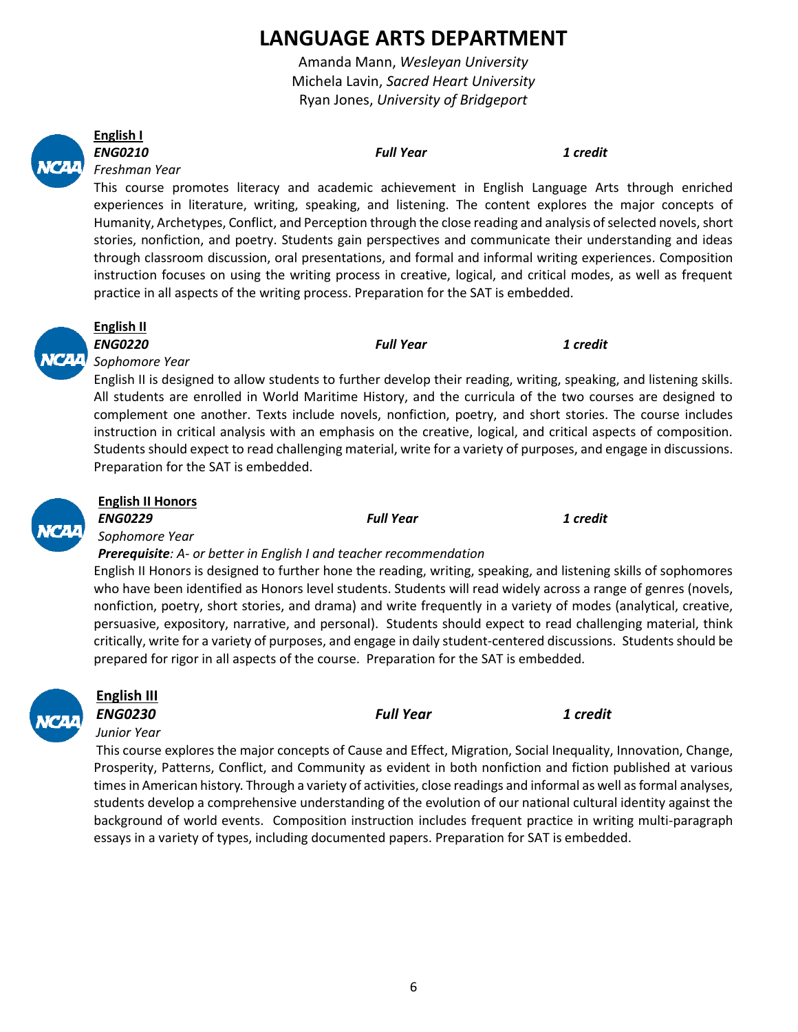# LANGUAGE ARTS DEPARTMENT

Amanda Mann, *Wesleyan University*
Michela Lavin, *Sacred Heart University*
Ryan Jones, *University of Bridgeport*

**English I**
***ENG0210*** ***Full Year*** ***1 credit***
*Freshman Year*

This course promotes literacy and academic achievement in English Language Arts through enriched experiences in literature, writing, speaking, and listening. The content explores the major concepts of Humanity, Archetypes, Conflict, and Perception through the close reading and analysis of selected novels, short stories, nonfiction, and poetry. Students gain perspectives and communicate their understanding and ideas through classroom discussion, oral presentations, and formal and informal writing experiences. Composition instruction focuses on using the writing process in creative, logical, and critical modes, as well as frequent practice in all aspects of the writing process. Preparation for the SAT is embedded.

**English II**
***ENG0220*** ***Full Year*** ***1 credit***
*Sophomore Year*

English II is designed to allow students to further develop their reading, writing, speaking, and listening skills. All students are enrolled in World Maritime History, and the curricula of the two courses are designed to complement one another. Texts include novels, nonfiction, poetry, and short stories. The course includes instruction in critical analysis with an emphasis on the creative, logical, and critical aspects of composition. Students should expect to read challenging material, write for a variety of purposes, and engage in discussions. Preparation for the SAT is embedded.

**English II Honors**
***ENG0229*** ***Full Year*** ***1 credit***
*Sophomore Year*
***Prerequisite****: A- or better in English I and teacher recommendation*

English II Honors is designed to further hone the reading, writing, speaking, and listening skills of sophomores who have been identified as Honors level students. Students will read widely across a range of genres (novels, nonfiction, poetry, short stories, and drama) and write frequently in a variety of modes (analytical, creative, persuasive, expository, narrative, and personal). Students should expect to read challenging material, think critically, write for a variety of purposes, and engage in daily student-centered discussions. Students should be prepared for rigor in all aspects of the course. Preparation for the SAT is embedded.

**English III**
***ENG0230*** ***Full Year*** ***1 credit***
*Junior Year*

This course explores the major concepts of Cause and Effect, Migration, Social Inequality, Innovation, Change, Prosperity, Patterns, Conflict, and Community as evident in both nonfiction and fiction published at various times in American history. Through a variety of activities, close readings and informal as well as formal analyses, students develop a comprehensive understanding of the evolution of our national cultural identity against the background of world events. Composition instruction includes frequent practice in writing multi-paragraph essays in a variety of types, including documented papers. Preparation for SAT is embedded.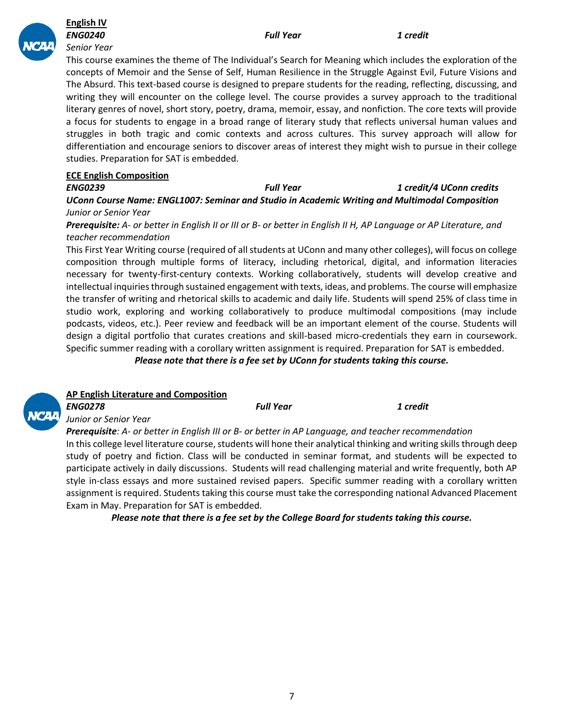**English IV**

***ENG0240*** — ***Full Year*** — ***1 credit***

*Senior Year*

This course examines the theme of The Individual's Search for Meaning which includes the exploration of the concepts of Memoir and the Sense of Self, Human Resilience in the Struggle Against Evil, Future Visions and The Absurd. This text-based course is designed to prepare students for the reading, reflecting, discussing, and writing they will encounter on the college level. The course provides a survey approach to the traditional literary genres of novel, short story, poetry, drama, memoir, essay, and nonfiction. The core texts will provide a focus for students to engage in a broad range of literary study that reflects universal human values and struggles in both tragic and comic contexts and across cultures. This survey approach will allow for differentiation and encourage seniors to discover areas of interest they might wish to pursue in their college studies. Preparation for SAT is embedded.

**ECE English Composition**

***ENG0239*** — ***Full Year*** — ***1 credit/4 UConn credits***

***UConn Course Name: ENGL1007: Seminar and Studio in Academic Writing and Multimodal Composition***

*Junior or Senior Year*

***Prerequisite:*** *A- or better in English II or III or B- or better in English II H, AP Language or AP Literature, and teacher recommendation*

This First Year Writing course (required of all students at UConn and many other colleges), will focus on college composition through multiple forms of literacy, including rhetorical, digital, and information literacies necessary for twenty-first-century contexts. Working collaboratively, students will develop creative and intellectual inquiries through sustained engagement with texts, ideas, and problems. The course will emphasize the transfer of writing and rhetorical skills to academic and daily life. Students will spend 25% of class time in studio work, exploring and working collaboratively to produce multimodal compositions (may include podcasts, videos, etc.). Peer review and feedback will be an important element of the course. Students will design a digital portfolio that curates creations and skill-based micro-credentials they earn in coursework. Specific summer reading with a corollary written assignment is required. Preparation for SAT is embedded.

***Please note that there is a fee set by UConn for students taking this course.***

**AP English Literature and Composition**

***ENG0278*** — ***Full Year*** — ***1 credit***

*Junior or Senior Year*

***Prerequisite****: A- or better in English III or B- or better in AP Language, and teacher recommendation*

In this college level literature course, students will hone their analytical thinking and writing skills through deep study of poetry and fiction. Class will be conducted in seminar format, and students will be expected to participate actively in daily discussions. Students will read challenging material and write frequently, both AP style in-class essays and more sustained revised papers. Specific summer reading with a corollary written assignment is required. Students taking this course must take the corresponding national Advanced Placement Exam in May. Preparation for SAT is embedded.

***Please note that there is a fee set by the College Board for students taking this course.***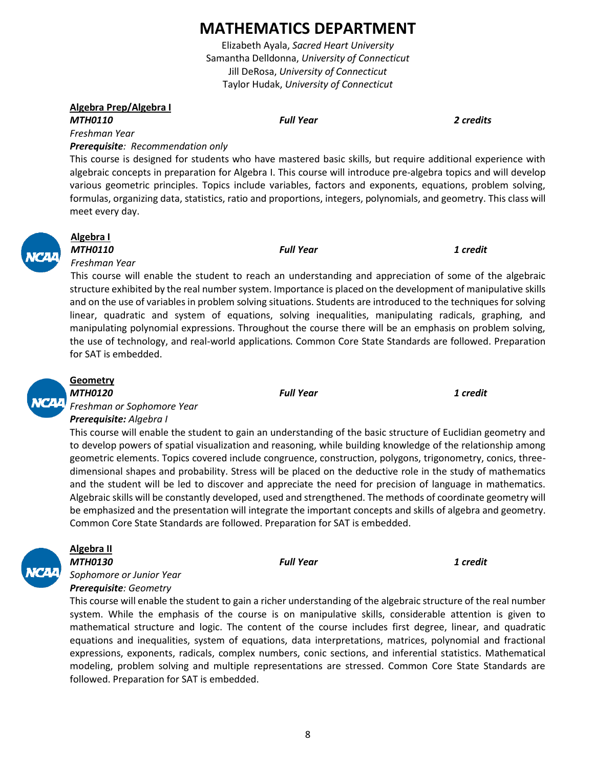# MATHEMATICS DEPARTMENT

Elizabeth Ayala, *Sacred Heart University*
Samantha Delldonna, *University of Connecticut*
Jill DeRosa, *University of Connecticut*
Taylor Hudak, *University of Connecticut*

**Algebra Prep/Algebra I**

***MTH0110*** ***Full Year*** ***2 credits***

*Freshman Year*

***Prerequisite****: Recommendation only*

This course is designed for students who have mastered basic skills, but require additional experience with algebraic concepts in preparation for Algebra I. This course will introduce pre-algebra topics and will develop various geometric principles. Topics include variables, factors and exponents, equations, problem solving, formulas, organizing data, statistics, ratio and proportions, integers, polynomials, and geometry. This class will meet every day.

**Algebra I**

***MTH0110*** ***Full Year*** ***1 credit***

*Freshman Year*

This course will enable the student to reach an understanding and appreciation of some of the algebraic structure exhibited by the real number system. Importance is placed on the development of manipulative skills and on the use of variables in problem solving situations. Students are introduced to the techniques for solving linear, quadratic and system of equations, solving inequalities, manipulating radicals, graphing, and manipulating polynomial expressions. Throughout the course there will be an emphasis on problem solving, the use of technology, and real-world applications. Common Core State Standards are followed. Preparation for SAT is embedded.

**Geometry**

***MTH0120*** ***Full Year*** ***1 credit***

*Freshman or Sophomore Year*

***Prerequisite:*** *Algebra I*

This course will enable the student to gain an understanding of the basic structure of Euclidian geometry and to develop powers of spatial visualization and reasoning, while building knowledge of the relationship among geometric elements. Topics covered include congruence, construction, polygons, trigonometry, conics, three-dimensional shapes and probability. Stress will be placed on the deductive role in the study of mathematics and the student will be led to discover and appreciate the need for precision of language in mathematics. Algebraic skills will be constantly developed, used and strengthened. The methods of coordinate geometry will be emphasized and the presentation will integrate the important concepts and skills of algebra and geometry. Common Core State Standards are followed. Preparation for SAT is embedded.

**Algebra II**

***MTH0130*** ***Full Year*** ***1 credit***

*Sophomore or Junior Year*

***Prerequisite****: Geometry*

This course will enable the student to gain a richer understanding of the algebraic structure of the real number system. While the emphasis of the course is on manipulative skills, considerable attention is given to mathematical structure and logic. The content of the course includes first degree, linear, and quadratic equations and inequalities, system of equations, data interpretations, matrices, polynomial and fractional expressions, exponents, radicals, complex numbers, conic sections, and inferential statistics. Mathematical modeling, problem solving and multiple representations are stressed. Common Core State Standards are followed. Preparation for SAT is embedded.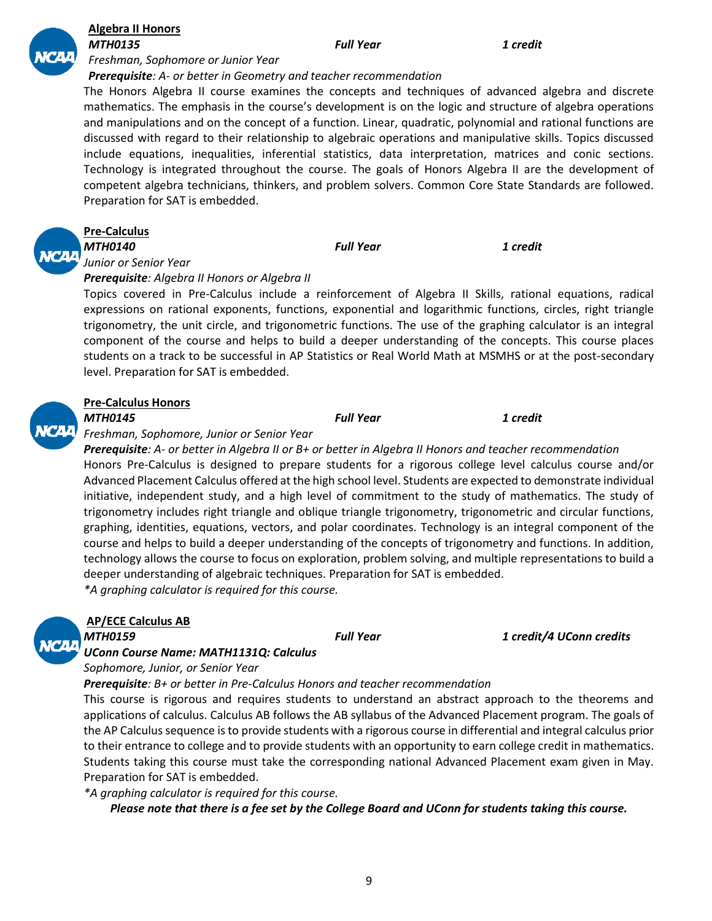### Algebra II Honors

***MTH0135*** ***Full Year*** ***1 credit***

*Freshman, Sophomore or Junior Year*

***Prerequisite**: A- or better in Geometry and teacher recommendation*

The Honors Algebra II course examines the concepts and techniques of advanced algebra and discrete mathematics. The emphasis in the course's development is on the logic and structure of algebra operations and manipulations and on the concept of a function. Linear, quadratic, polynomial and rational functions are discussed with regard to their relationship to algebraic operations and manipulative skills. Topics discussed include equations, inequalities, inferential statistics, data interpretation, matrices and conic sections. Technology is integrated throughout the course. The goals of Honors Algebra II are the development of competent algebra technicians, thinkers, and problem solvers. Common Core State Standards are followed. Preparation for SAT is embedded.

### Pre-Calculus

***MTH0140*** ***Full Year*** ***1 credit***

*Junior or Senior Year*

***Prerequisite**: Algebra II Honors or Algebra II*

Topics covered in Pre-Calculus include a reinforcement of Algebra II Skills, rational equations, radical expressions on rational exponents, functions, exponential and logarithmic functions, circles, right triangle trigonometry, the unit circle, and trigonometric functions. The use of the graphing calculator is an integral component of the course and helps to build a deeper understanding of the concepts. This course places students on a track to be successful in AP Statistics or Real World Math at MSMHS or at the post-secondary level. Preparation for SAT is embedded.

### Pre-Calculus Honors

***MTH0145*** ***Full Year*** ***1 credit***

*Freshman, Sophomore, Junior or Senior Year*

***Prerequisite**: A- or better in Algebra II or B+ or better in Algebra II Honors and teacher recommendation*

Honors Pre-Calculus is designed to prepare students for a rigorous college level calculus course and/or Advanced Placement Calculus offered at the high school level. Students are expected to demonstrate individual initiative, independent study, and a high level of commitment to the study of mathematics. The study of trigonometry includes right triangle and oblique triangle trigonometry, trigonometric and circular functions, graphing, identities, equations, vectors, and polar coordinates. Technology is an integral component of the course and helps to build a deeper understanding of the concepts of trigonometry and functions. In addition, technology allows the course to focus on exploration, problem solving, and multiple representations to build a deeper understanding of algebraic techniques. Preparation for SAT is embedded.

**A graphing calculator is required for this course.*

### AP/ECE Calculus AB

***MTH0159*** ***Full Year*** ***1 credit/4 UConn credits***

***UConn Course Name: MATH1131Q: Calculus***

*Sophomore, Junior, or Senior Year*

***Prerequisite**: B+ or better in Pre-Calculus Honors and teacher recommendation*

This course is rigorous and requires students to understand an abstract approach to the theorems and applications of calculus. Calculus AB follows the AB syllabus of the Advanced Placement program. The goals of the AP Calculus sequence is to provide students with a rigorous course in differential and integral calculus prior to their entrance to college and to provide students with an opportunity to earn college credit in mathematics. Students taking this course must take the corresponding national Advanced Placement exam given in May. Preparation for SAT is embedded.

**A graphing calculator is required for this course.*

***Please note that there is a fee set by the College Board and UConn for students taking this course.***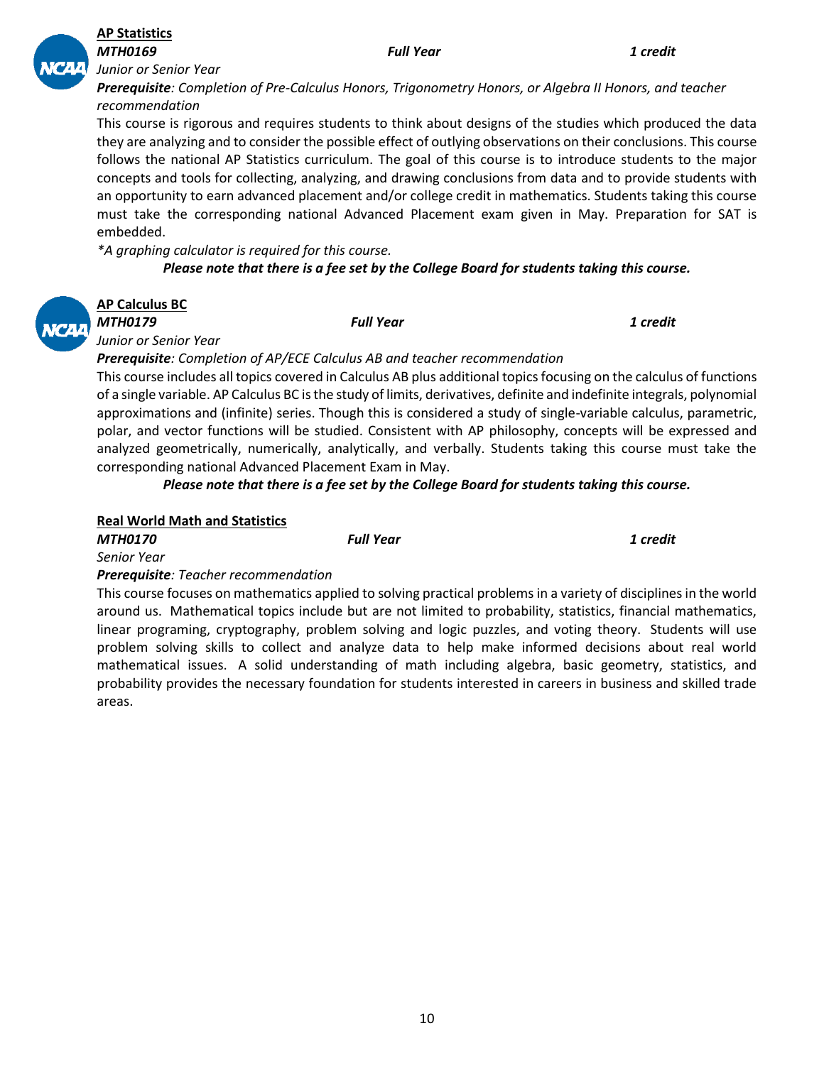### AP Statistics

***MTH0169*** &nbsp;&nbsp;&nbsp;&nbsp; ***Full Year*** &nbsp;&nbsp;&nbsp;&nbsp; ***1 credit***

*Junior or Senior Year*

***Prerequisite**: Completion of Pre-Calculus Honors, Trigonometry Honors, or Algebra II Honors, and teacher recommendation*

This course is rigorous and requires students to think about designs of the studies which produced the data they are analyzing and to consider the possible effect of outlying observations on their conclusions. This course follows the national AP Statistics curriculum. The goal of this course is to introduce students to the major concepts and tools for collecting, analyzing, and drawing conclusions from data and to provide students with an opportunity to earn advanced placement and/or college credit in mathematics. Students taking this course must take the corresponding national Advanced Placement exam given in May. Preparation for SAT is embedded.

*\*A graphing calculator is required for this course.*

***Please note that there is a fee set by the College Board for students taking this course.***

### AP Calculus BC

***MTH0179*** &nbsp;&nbsp;&nbsp;&nbsp; ***Full Year*** &nbsp;&nbsp;&nbsp;&nbsp; ***1 credit***

*Junior or Senior Year*

***Prerequisite**: Completion of AP/ECE Calculus AB and teacher recommendation*

This course includes all topics covered in Calculus AB plus additional topics focusing on the calculus of functions of a single variable. AP Calculus BC is the study of limits, derivatives, definite and indefinite integrals, polynomial approximations and (infinite) series. Though this is considered a study of single-variable calculus, parametric, polar, and vector functions will be studied. Consistent with AP philosophy, concepts will be expressed and analyzed geometrically, numerically, analytically, and verbally. Students taking this course must take the corresponding national Advanced Placement Exam in May.

***Please note that there is a fee set by the College Board for students taking this course.***

### Real World Math and Statistics

***MTH0170*** &nbsp;&nbsp;&nbsp;&nbsp; ***Full Year*** &nbsp;&nbsp;&nbsp;&nbsp; ***1 credit***

*Senior Year*

***Prerequisite**: Teacher recommendation*

This course focuses on mathematics applied to solving practical problems in a variety of disciplines in the world around us. Mathematical topics include but are not limited to probability, statistics, financial mathematics, linear programing, cryptography, problem solving and logic puzzles, and voting theory. Students will use problem solving skills to collect and analyze data to help make informed decisions about real world mathematical issues. A solid understanding of math including algebra, basic geometry, statistics, and probability provides the necessary foundation for students interested in careers in business and skilled trade areas.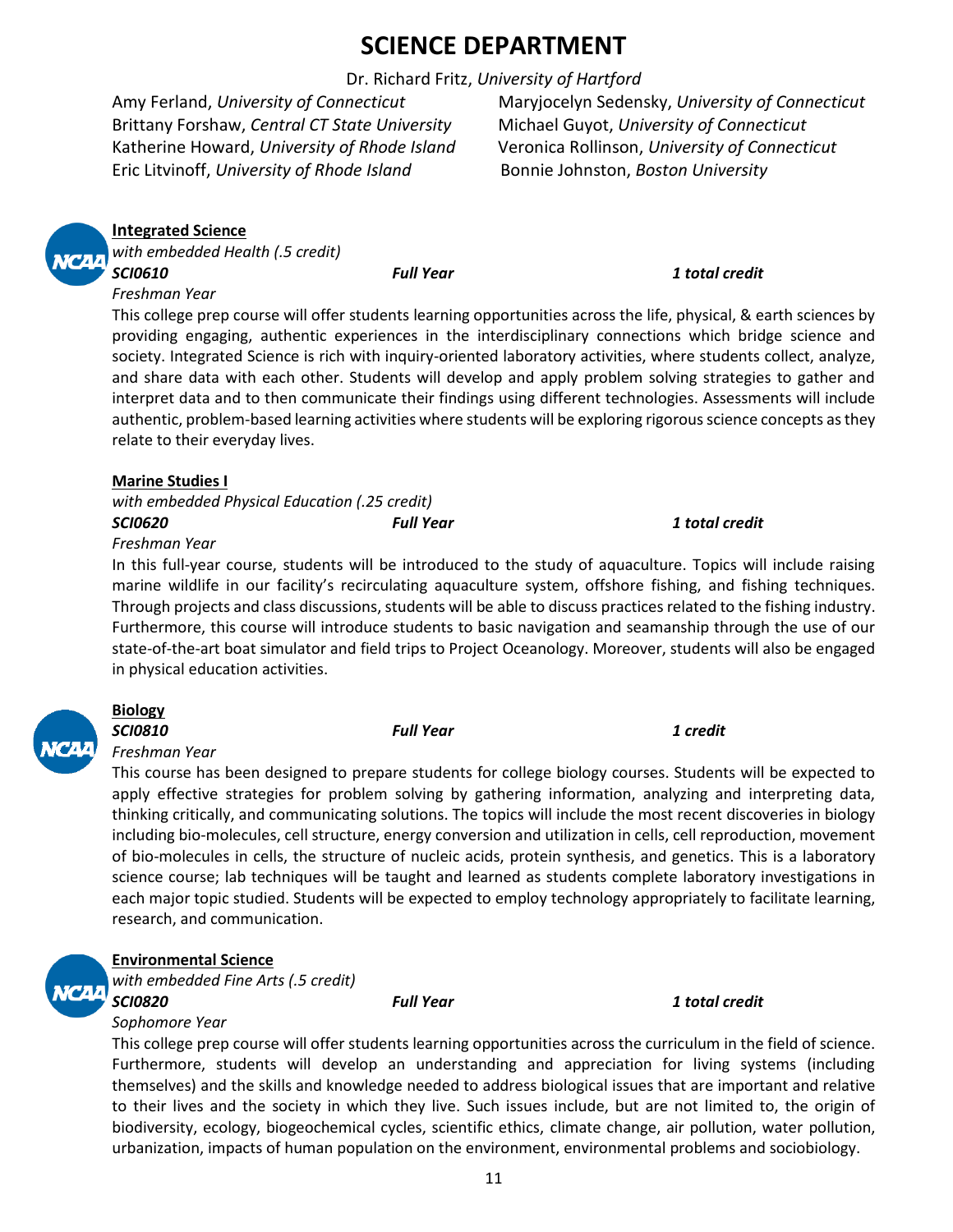# SCIENCE DEPARTMENT

Dr. Richard Fritz, *University of Hartford*

Amy Ferland, *University of Connecticut*
Brittany Forshaw, *Central CT State University*
Katherine Howard, *University of Rhode Island*
Eric Litvinoff, *University of Rhode Island*
Maryjocelyn Sedensky, *University of Connecticut*
Michael Guyot, *University of Connecticut*
Veronica Rollinson, *University of Connecticut*
Bonnie Johnston, *Boston University*

**Integrated Science**
*with embedded Health (.5 credit)*
***SCI0610*** ***Full Year*** ***1 total credit***
*Freshman Year*

This college prep course will offer students learning opportunities across the life, physical, & earth sciences by providing engaging, authentic experiences in the interdisciplinary connections which bridge science and society. Integrated Science is rich with inquiry-oriented laboratory activities, where students collect, analyze, and share data with each other. Students will develop and apply problem solving strategies to gather and interpret data and to then communicate their findings using different technologies. Assessments will include authentic, problem-based learning activities where students will be exploring rigorous science concepts as they relate to their everyday lives.

**Marine Studies I**
*with embedded Physical Education (.25 credit)*
***SCI0620*** ***Full Year*** ***1 total credit***
*Freshman Year*

In this full-year course, students will be introduced to the study of aquaculture. Topics will include raising marine wildlife in our facility's recirculating aquaculture system, offshore fishing, and fishing techniques. Through projects and class discussions, students will be able to discuss practices related to the fishing industry. Furthermore, this course will introduce students to basic navigation and seamanship through the use of our state-of-the-art boat simulator and field trips to Project Oceanology. Moreover, students will also be engaged in physical education activities.

**Biology**
***SCI0810*** ***Full Year*** ***1 credit***
*Freshman Year*

This course has been designed to prepare students for college biology courses. Students will be expected to apply effective strategies for problem solving by gathering information, analyzing and interpreting data, thinking critically, and communicating solutions. The topics will include the most recent discoveries in biology including bio-molecules, cell structure, energy conversion and utilization in cells, cell reproduction, movement of bio-molecules in cells, the structure of nucleic acids, protein synthesis, and genetics. This is a laboratory science course; lab techniques will be taught and learned as students complete laboratory investigations in each major topic studied. Students will be expected to employ technology appropriately to facilitate learning, research, and communication.

**Environmental Science**
*with embedded Fine Arts (.5 credit)*
***SCI0820*** ***Full Year*** ***1 total credit***
*Sophomore Year*

This college prep course will offer students learning opportunities across the curriculum in the field of science. Furthermore, students will develop an understanding and appreciation for living systems (including themselves) and the skills and knowledge needed to address biological issues that are important and relative to their lives and the society in which they live. Such issues include, but are not limited to, the origin of biodiversity, ecology, biogeochemical cycles, scientific ethics, climate change, air pollution, water pollution, urbanization, impacts of human population on the environment, environmental problems and sociobiology.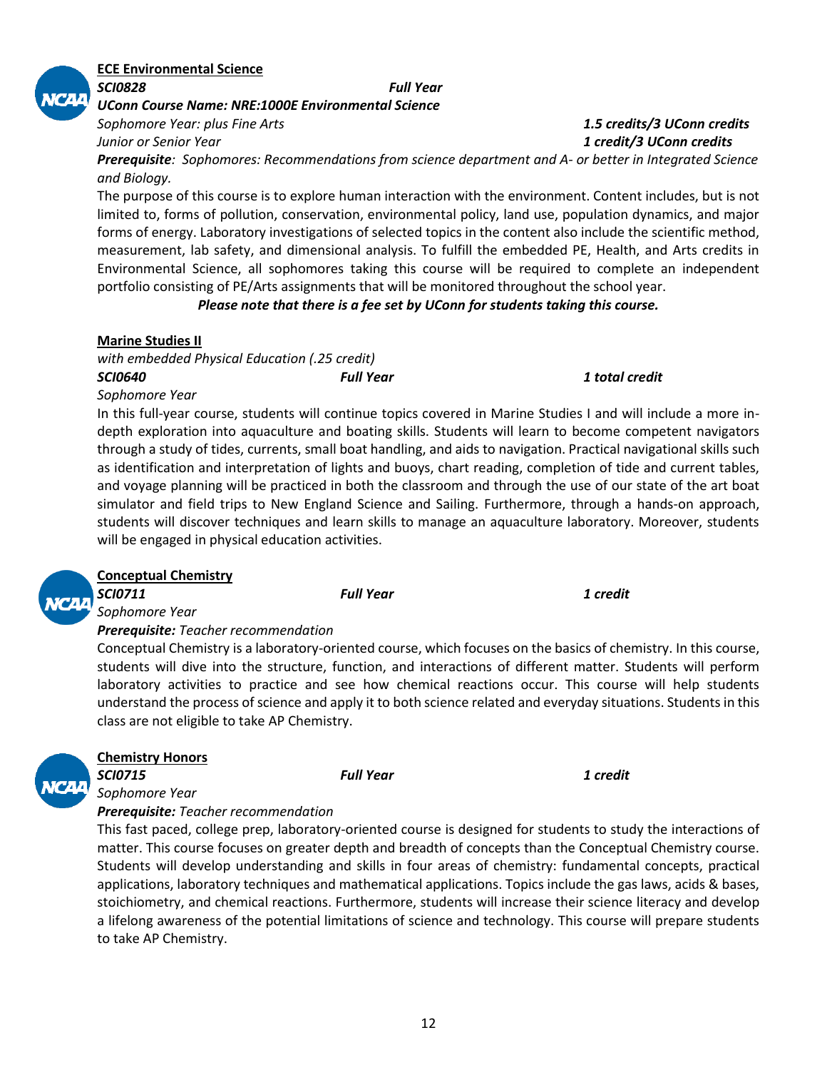**ECE Environmental Science**

***SCI0828*** ***Full Year***

***UConn Course Name: NRE:1000E Environmental Science***

*Sophomore Year: plus Fine Arts* ***1.5 credits/3 UConn credits***

*Junior or Senior Year* ***1 credit/3 UConn credits***

***Prerequisite**: Sophomores: Recommendations from science department and A- or better in Integrated Science and Biology.*

The purpose of this course is to explore human interaction with the environment. Content includes, but is not limited to, forms of pollution, conservation, environmental policy, land use, population dynamics, and major forms of energy. Laboratory investigations of selected topics in the content also include the scientific method, measurement, lab safety, and dimensional analysis. To fulfill the embedded PE, Health, and Arts credits in Environmental Science, all sophomores taking this course will be required to complete an independent portfolio consisting of PE/Arts assignments that will be monitored throughout the school year.

***Please note that there is a fee set by UConn for students taking this course.***

**Marine Studies II**

*with embedded Physical Education (.25 credit)*

***SCI0640*** ***Full Year*** ***1 total credit***

*Sophomore Year*

In this full-year course, students will continue topics covered in Marine Studies I and will include a more in-depth exploration into aquaculture and boating skills. Students will learn to become competent navigators through a study of tides, currents, small boat handling, and aids to navigation. Practical navigational skills such as identification and interpretation of lights and buoys, chart reading, completion of tide and current tables, and voyage planning will be practiced in both the classroom and through the use of our state of the art boat simulator and field trips to New England Science and Sailing. Furthermore, through a hands-on approach, students will discover techniques and learn skills to manage an aquaculture laboratory. Moreover, students will be engaged in physical education activities.

**Conceptual Chemistry**

***SCI0711*** ***Full Year*** ***1 credit***

*Sophomore Year*

***Prerequisite:*** *Teacher recommendation*

Conceptual Chemistry is a laboratory-oriented course, which focuses on the basics of chemistry. In this course, students will dive into the structure, function, and interactions of different matter. Students will perform laboratory activities to practice and see how chemical reactions occur. This course will help students understand the process of science and apply it to both science related and everyday situations. Students in this class are not eligible to take AP Chemistry.

**Chemistry Honors**

***SCI0715*** ***Full Year*** ***1 credit***

*Sophomore Year*

***Prerequisite:*** *Teacher recommendation*

This fast paced, college prep, laboratory-oriented course is designed for students to study the interactions of matter. This course focuses on greater depth and breadth of concepts than the Conceptual Chemistry course. Students will develop understanding and skills in four areas of chemistry: fundamental concepts, practical applications, laboratory techniques and mathematical applications. Topics include the gas laws, acids & bases, stoichiometry, and chemical reactions. Furthermore, students will increase their science literacy and develop a lifelong awareness of the potential limitations of science and technology. This course will prepare students to take AP Chemistry.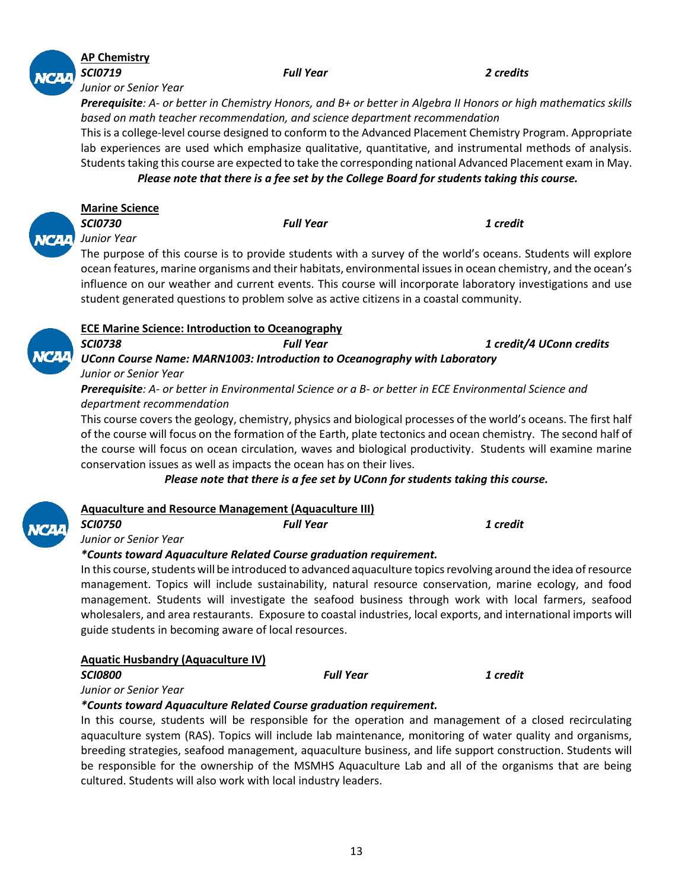**AP Chemistry**

***SCI0719*** ***Full Year*** ***2 credits***

*Junior or Senior Year*

***Prerequisite****: A- or better in Chemistry Honors, and B+ or better in Algebra II Honors or high mathematics skills based on math teacher recommendation, and science department recommendation*

This is a college-level course designed to conform to the Advanced Placement Chemistry Program. Appropriate lab experiences are used which emphasize qualitative, quantitative, and instrumental methods of analysis. Students taking this course are expected to take the corresponding national Advanced Placement exam in May.

***Please note that there is a fee set by the College Board for students taking this course.***

**Marine Science**

***SCI0730*** ***Full Year*** ***1 credit***

*Junior Year*

The purpose of this course is to provide students with a survey of the world's oceans. Students will explore ocean features, marine organisms and their habitats, environmental issues in ocean chemistry, and the ocean's influence on our weather and current events. This course will incorporate laboratory investigations and use student generated questions to problem solve as active citizens in a coastal community.

**ECE Marine Science: Introduction to Oceanography**

***SCI0738*** ***Full Year*** ***1 credit/4 UConn credits***

***UConn Course Name: MARN1003: Introduction to Oceanography with Laboratory***

*Junior or Senior Year*

***Prerequisite****: A- or better in Environmental Science or a B- or better in ECE Environmental Science and department recommendation*

This course covers the geology, chemistry, physics and biological processes of the world's oceans. The first half of the course will focus on the formation of the Earth, plate tectonics and ocean chemistry. The second half of the course will focus on ocean circulation, waves and biological productivity. Students will examine marine conservation issues as well as impacts the ocean has on their lives.

***Please note that there is a fee set by UConn for students taking this course.***

**Aquaculture and Resource Management (Aquaculture III)**

***SCI0750*** ***Full Year*** ***1 credit***

*Junior or Senior Year*

***\*Counts toward Aquaculture Related Course graduation requirement.***

In this course, students will be introduced to advanced aquaculture topics revolving around the idea of resource management. Topics will include sustainability, natural resource conservation, marine ecology, and food management. Students will investigate the seafood business through work with local farmers, seafood wholesalers, and area restaurants. Exposure to coastal industries, local exports, and international imports will guide students in becoming aware of local resources.

**Aquatic Husbandry (Aquaculture IV)**

***SCI0800*** ***Full Year*** ***1 credit***

*Junior or Senior Year*

***\*Counts toward Aquaculture Related Course graduation requirement.***

In this course, students will be responsible for the operation and management of a closed recirculating aquaculture system (RAS). Topics will include lab maintenance, monitoring of water quality and organisms, breeding strategies, seafood management, aquaculture business, and life support construction. Students will be responsible for the ownership of the MSMHS Aquaculture Lab and all of the organisms that are being cultured. Students will also work with local industry leaders.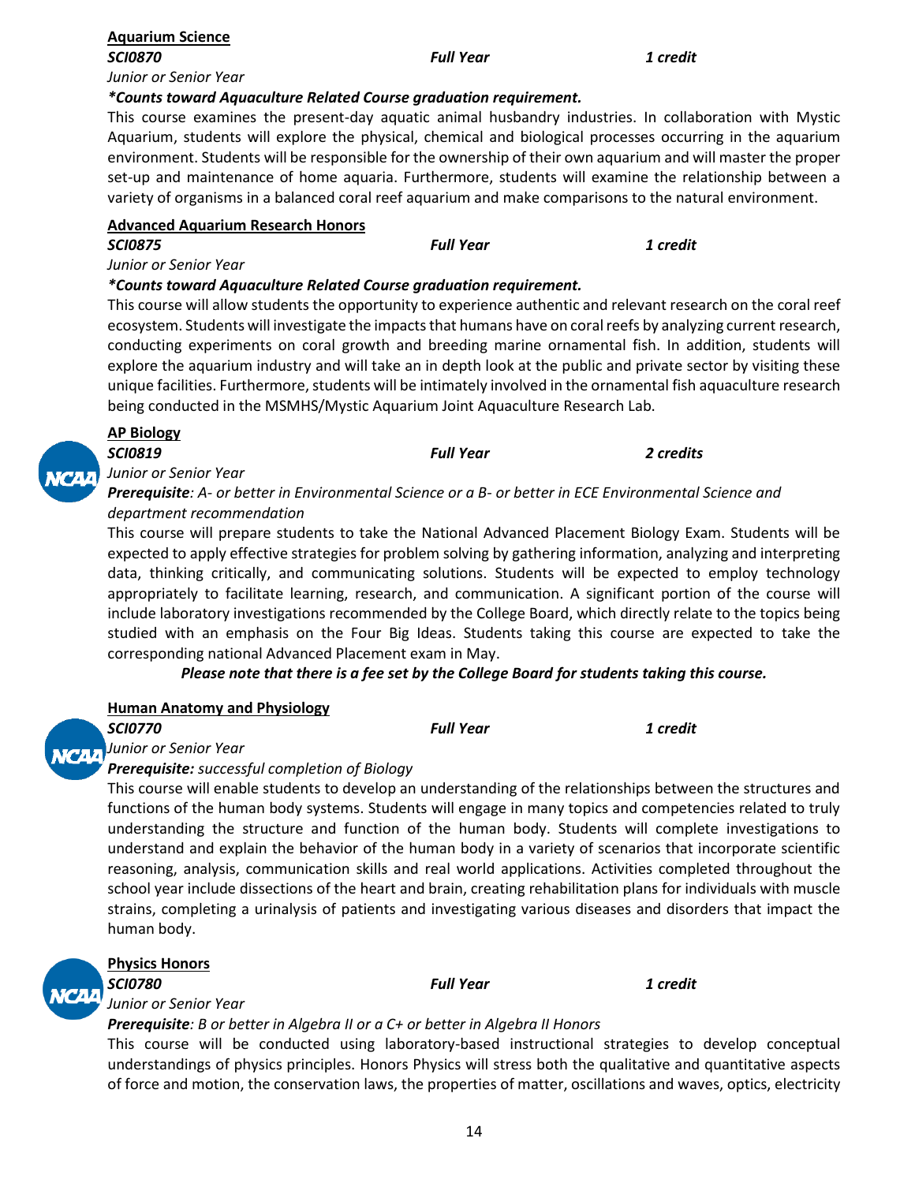**Aquarium Science**

***SCI0870*** ***Full Year*** ***1 credit***

*Junior or Senior Year*

***\*Counts toward Aquaculture Related Course graduation requirement.***

This course examines the present-day aquatic animal husbandry industries. In collaboration with Mystic Aquarium, students will explore the physical, chemical and biological processes occurring in the aquarium environment. Students will be responsible for the ownership of their own aquarium and will master the proper set-up and maintenance of home aquaria. Furthermore, students will examine the relationship between a variety of organisms in a balanced coral reef aquarium and make comparisons to the natural environment.

**Advanced Aquarium Research Honors**

***SCI0875*** ***Full Year*** ***1 credit***

*Junior or Senior Year*

***\*Counts toward Aquaculture Related Course graduation requirement.***

This course will allow students the opportunity to experience authentic and relevant research on the coral reef ecosystem. Students will investigate the impacts that humans have on coral reefs by analyzing current research, conducting experiments on coral growth and breeding marine ornamental fish. In addition, students will explore the aquarium industry and will take an in depth look at the public and private sector by visiting these unique facilities. Furthermore, students will be intimately involved in the ornamental fish aquaculture research being conducted in the MSMHS/Mystic Aquarium Joint Aquaculture Research Lab.

**AP Biology**

***SCI0819*** ***Full Year*** ***2 credits***

*Junior or Senior Year*

***Prerequisite****: A- or better in Environmental Science or a B- or better in ECE Environmental Science and department recommendation*

This course will prepare students to take the National Advanced Placement Biology Exam. Students will be expected to apply effective strategies for problem solving by gathering information, analyzing and interpreting data, thinking critically, and communicating solutions. Students will be expected to employ technology appropriately to facilitate learning, research, and communication. A significant portion of the course will include laboratory investigations recommended by the College Board, which directly relate to the topics being studied with an emphasis on the Four Big Ideas. Students taking this course are expected to take the corresponding national Advanced Placement exam in May.

***Please note that there is a fee set by the College Board for students taking this course.***

**Human Anatomy and Physiology**

***SCI0770*** ***Full Year*** ***1 credit***

*Junior or Senior Year*

***Prerequisite:*** *successful completion of Biology*

This course will enable students to develop an understanding of the relationships between the structures and functions of the human body systems. Students will engage in many topics and competencies related to truly understanding the structure and function of the human body. Students will complete investigations to understand and explain the behavior of the human body in a variety of scenarios that incorporate scientific reasoning, analysis, communication skills and real world applications. Activities completed throughout the school year include dissections of the heart and brain, creating rehabilitation plans for individuals with muscle strains, completing a urinalysis of patients and investigating various diseases and disorders that impact the human body.

**Physics Honors**

***SCI0780*** ***Full Year*** ***1 credit***

*Junior or Senior Year*

***Prerequisite****: B or better in Algebra II or a C+ or better in Algebra II Honors*

This course will be conducted using laboratory-based instructional strategies to develop conceptual understandings of physics principles. Honors Physics will stress both the qualitative and quantitative aspects of force and motion, the conservation laws, the properties of matter, oscillations and waves, optics, electricity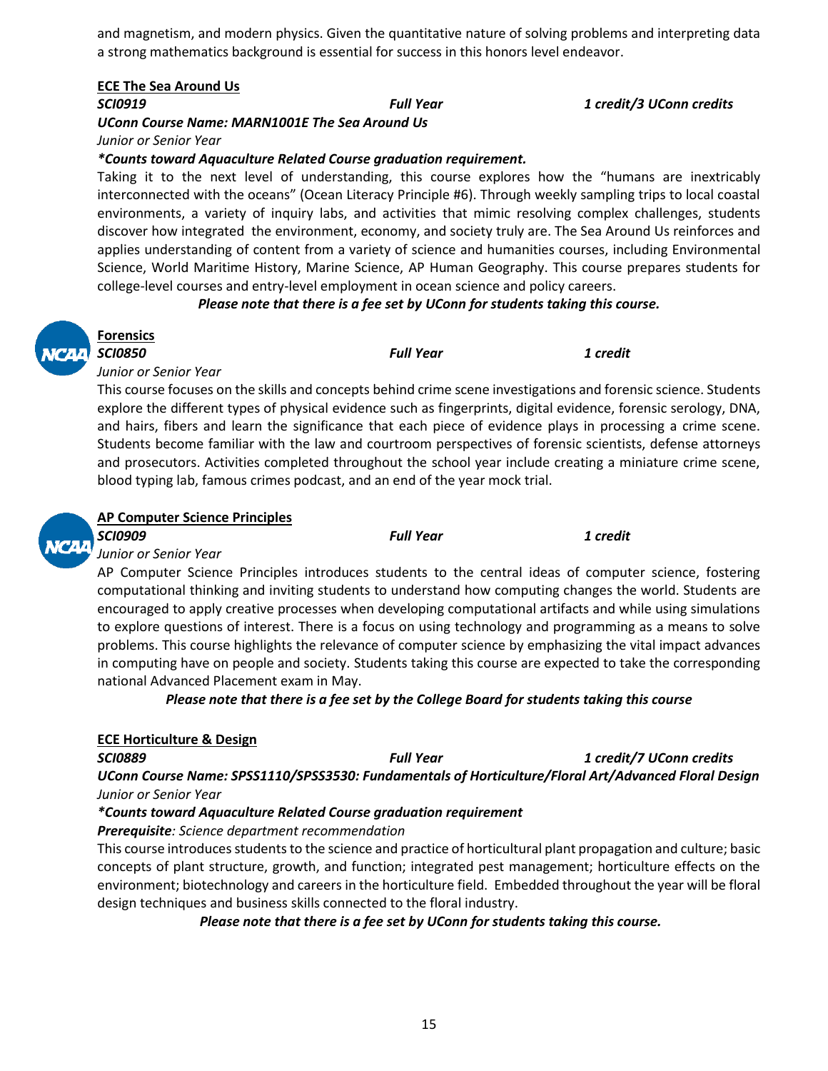and magnetism, and modern physics. Given the quantitative nature of solving problems and interpreting data a strong mathematics background is essential for success in this honors level endeavor.

**ECE The Sea Around Us**

***SCI0919*** ***Full Year*** ***1 credit/3 UConn credits***

***UConn Course Name: MARN1001E The Sea Around Us***

*Junior or Senior Year*

***\*Counts toward Aquaculture Related Course graduation requirement.***

Taking it to the next level of understanding, this course explores how the "humans are inextricably interconnected with the oceans" (Ocean Literacy Principle #6). Through weekly sampling trips to local coastal environments, a variety of inquiry labs, and activities that mimic resolving complex challenges, students discover how integrated the environment, economy, and society truly are. The Sea Around Us reinforces and applies understanding of content from a variety of science and humanities courses, including Environmental Science, World Maritime History, Marine Science, AP Human Geography. This course prepares students for college-level courses and entry-level employment in ocean science and policy careers.

***Please note that there is a fee set by UConn for students taking this course.***

**Forensics**

***SCI0850*** ***Full Year*** ***1 credit***

*Junior or Senior Year*

This course focuses on the skills and concepts behind crime scene investigations and forensic science. Students explore the different types of physical evidence such as fingerprints, digital evidence, forensic serology, DNA, and hairs, fibers and learn the significance that each piece of evidence plays in processing a crime scene. Students become familiar with the law and courtroom perspectives of forensic scientists, defense attorneys and prosecutors. Activities completed throughout the school year include creating a miniature crime scene, blood typing lab, famous crimes podcast, and an end of the year mock trial.

**AP Computer Science Principles**

***SCI0909*** ***Full Year*** ***1 credit***

*Junior or Senior Year*

AP Computer Science Principles introduces students to the central ideas of computer science, fostering computational thinking and inviting students to understand how computing changes the world. Students are encouraged to apply creative processes when developing computational artifacts and while using simulations to explore questions of interest. There is a focus on using technology and programming as a means to solve problems. This course highlights the relevance of computer science by emphasizing the vital impact advances in computing have on people and society. Students taking this course are expected to take the corresponding national Advanced Placement exam in May.

***Please note that there is a fee set by the College Board for students taking this course***

**ECE Horticulture & Design**

***SCI0889*** ***Full Year*** ***1 credit/7 UConn credits***

***UConn Course Name: SPSS1110/SPSS3530: Fundamentals of Horticulture/Floral Art/Advanced Floral Design***

*Junior or Senior Year*

***\*Counts toward Aquaculture Related Course graduation requirement***

***Prerequisite****: Science department recommendation*

This course introduces students to the science and practice of horticultural plant propagation and culture; basic concepts of plant structure, growth, and function; integrated pest management; horticulture effects on the environment; biotechnology and careers in the horticulture field. Embedded throughout the year will be floral design techniques and business skills connected to the floral industry.

***Please note that there is a fee set by UConn for students taking this course.***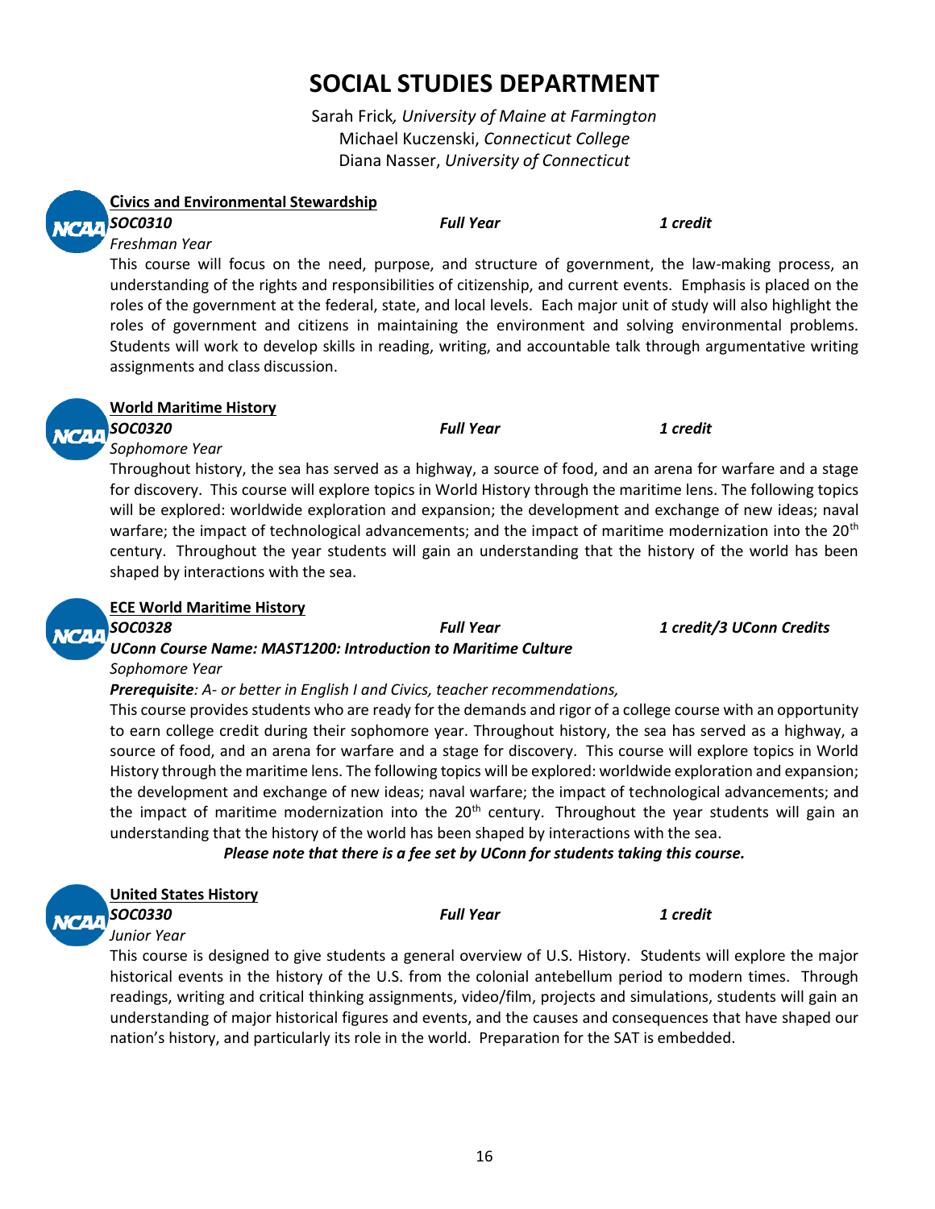# SOCIAL STUDIES DEPARTMENT

Sarah Frick*, University of Maine at Farmington*
Michael Kuczenski, *Connecticut College*
Diana Nasser, *University of Connecticut*

**Civics and Environmental Stewardship**

***SOC0310*** ***Full Year*** ***1 credit***

*Freshman Year*

This course will focus on the need, purpose, and structure of government, the law-making process, an understanding of the rights and responsibilities of citizenship, and current events. Emphasis is placed on the roles of the government at the federal, state, and local levels. Each major unit of study will also highlight the roles of government and citizens in maintaining the environment and solving environmental problems. Students will work to develop skills in reading, writing, and accountable talk through argumentative writing assignments and class discussion.

**World Maritime History**

***SOC0320*** ***Full Year*** ***1 credit***

*Sophomore Year*

Throughout history, the sea has served as a highway, a source of food, and an arena for warfare and a stage for discovery. This course will explore topics in World History through the maritime lens. The following topics will be explored: worldwide exploration and expansion; the development and exchange of new ideas; naval warfare; the impact of technological advancements; and the impact of maritime modernization into the 20th century. Throughout the year students will gain an understanding that the history of the world has been shaped by interactions with the sea.

**ECE World Maritime History**

***SOC0328*** ***Full Year*** ***1 credit/3 UConn Credits***

***UConn Course Name: MAST1200: Introduction to Maritime Culture***

*Sophomore Year*

***Prerequisite****: A- or better in English I and Civics, teacher recommendations,*

This course provides students who are ready for the demands and rigor of a college course with an opportunity to earn college credit during their sophomore year. Throughout history, the sea has served as a highway, a source of food, and an arena for warfare and a stage for discovery. This course will explore topics in World History through the maritime lens. The following topics will be explored: worldwide exploration and expansion; the development and exchange of new ideas; naval warfare; the impact of technological advancements; and the impact of maritime modernization into the 20th century. Throughout the year students will gain an understanding that the history of the world has been shaped by interactions with the sea.

***Please note that there is a fee set by UConn for students taking this course.***

**United States History**

***SOC0330*** ***Full Year*** ***1 credit***

*Junior Year*

This course is designed to give students a general overview of U.S. History. Students will explore the major historical events in the history of the U.S. from the colonial antebellum period to modern times. Through readings, writing and critical thinking assignments, video/film, projects and simulations, students will gain an understanding of major historical figures and events, and the causes and consequences that have shaped our nation's history, and particularly its role in the world. Preparation for the SAT is embedded.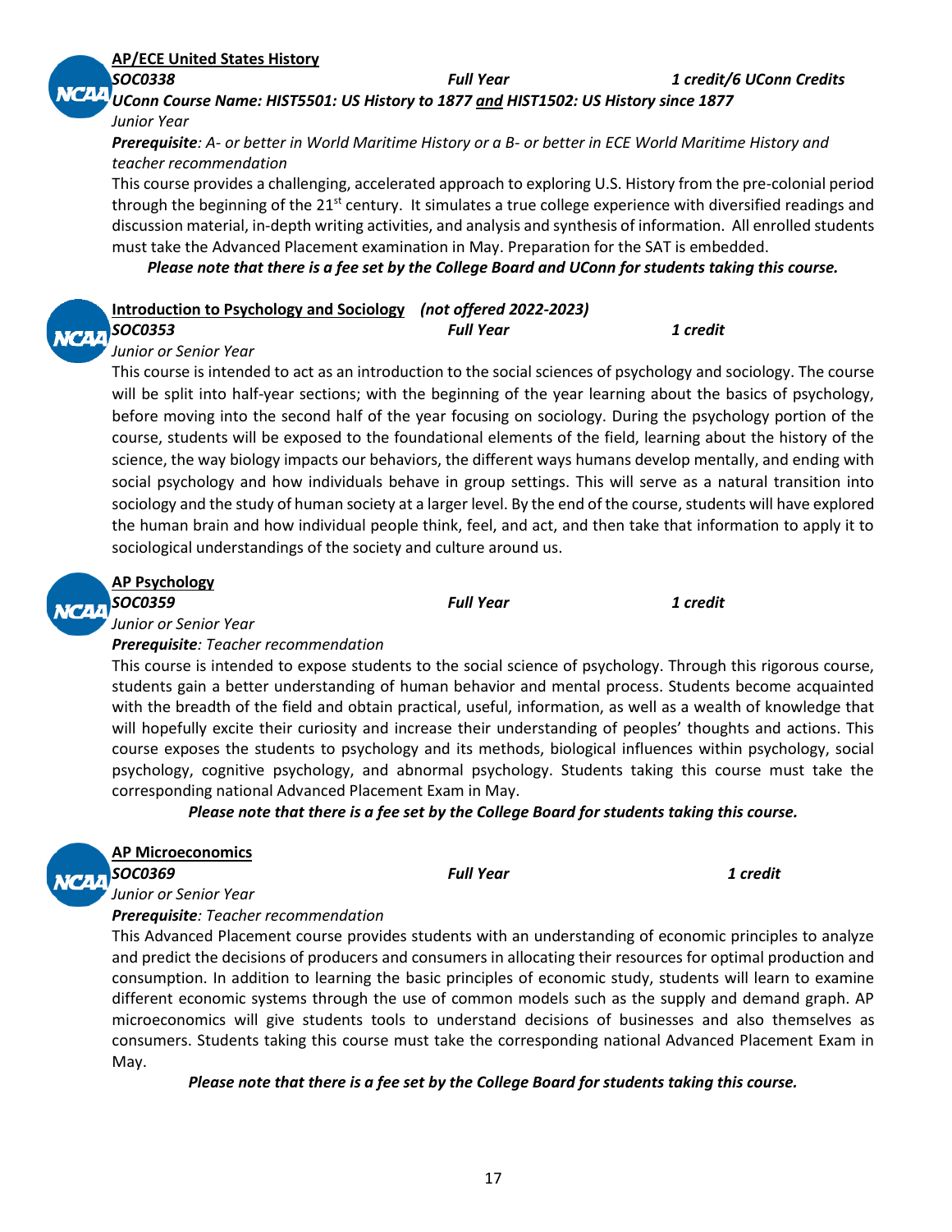**AP/ECE United States History**

***SOC0338*** ***Full Year*** ***1 credit/6 UConn Credits***

***UConn Course Name: HIST5501: US History to 1877 and HIST1502: US History since 1877***

*Junior Year*

***Prerequisite**: A- or better in World Maritime History or a B- or better in ECE World Maritime History and teacher recommendation*

This course provides a challenging, accelerated approach to exploring U.S. History from the pre-colonial period through the beginning of the 21st century. It simulates a true college experience with diversified readings and discussion material, in-depth writing activities, and analysis and synthesis of information. All enrolled students must take the Advanced Placement examination in May. Preparation for the SAT is embedded.

***Please note that there is a fee set by the College Board and UConn for students taking this course.***

**Introduction to Psychology and Sociology** ***(not offered 2022-2023)***

***SOC0353*** ***Full Year*** ***1 credit***

*Junior or Senior Year*

This course is intended to act as an introduction to the social sciences of psychology and sociology. The course will be split into half-year sections; with the beginning of the year learning about the basics of psychology, before moving into the second half of the year focusing on sociology. During the psychology portion of the course, students will be exposed to the foundational elements of the field, learning about the history of the science, the way biology impacts our behaviors, the different ways humans develop mentally, and ending with social psychology and how individuals behave in group settings. This will serve as a natural transition into sociology and the study of human society at a larger level. By the end of the course, students will have explored the human brain and how individual people think, feel, and act, and then take that information to apply it to sociological understandings of the society and culture around us.

**AP Psychology**

***SOC0359*** ***Full Year*** ***1 credit***

*Junior or Senior Year*

***Prerequisite**: Teacher recommendation*

This course is intended to expose students to the social science of psychology. Through this rigorous course, students gain a better understanding of human behavior and mental process. Students become acquainted with the breadth of the field and obtain practical, useful, information, as well as a wealth of knowledge that will hopefully excite their curiosity and increase their understanding of peoples' thoughts and actions. This course exposes the students to psychology and its methods, biological influences within psychology, social psychology, cognitive psychology, and abnormal psychology. Students taking this course must take the corresponding national Advanced Placement Exam in May.

***Please note that there is a fee set by the College Board for students taking this course.***

**AP Microeconomics**

***SOC0369*** ***Full Year*** ***1 credit***

*Junior or Senior Year*

***Prerequisite**: Teacher recommendation*

This Advanced Placement course provides students with an understanding of economic principles to analyze and predict the decisions of producers and consumers in allocating their resources for optimal production and consumption. In addition to learning the basic principles of economic study, students will learn to examine different economic systems through the use of common models such as the supply and demand graph. AP microeconomics will give students tools to understand decisions of businesses and also themselves as consumers. Students taking this course must take the corresponding national Advanced Placement Exam in May.

***Please note that there is a fee set by the College Board for students taking this course.***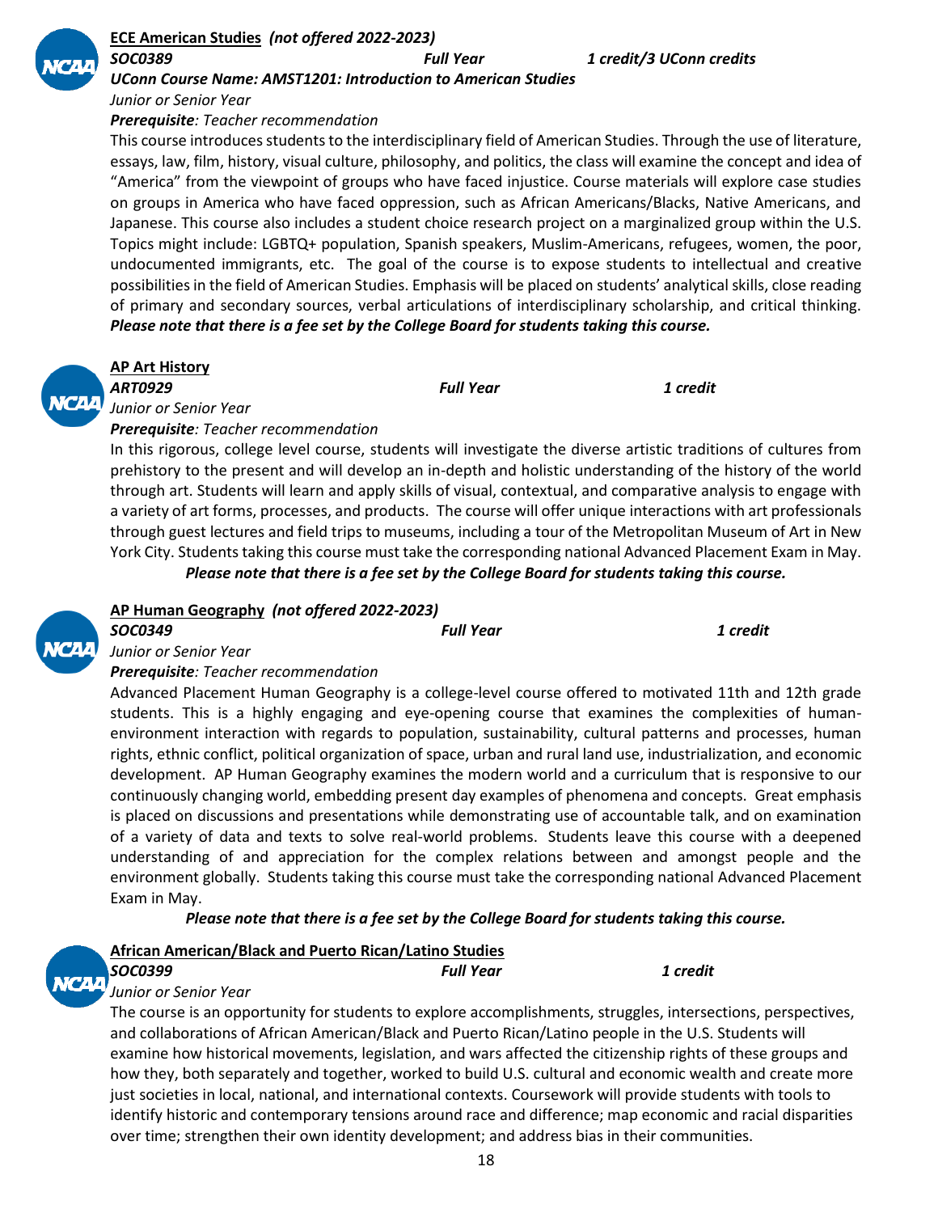**ECE American Studies** ***(not offered 2022-2023)***

***SOC0389*** ***Full Year*** ***1 credit/3 UConn credits***

***UConn Course Name: AMST1201: Introduction to American Studies***

*Junior or Senior Year*

***Prerequisite****: Teacher recommendation*

This course introduces students to the interdisciplinary field of American Studies. Through the use of literature, essays, law, film, history, visual culture, philosophy, and politics, the class will examine the concept and idea of "America" from the viewpoint of groups who have faced injustice. Course materials will explore case studies on groups in America who have faced oppression, such as African Americans/Blacks, Native Americans, and Japanese. This course also includes a student choice research project on a marginalized group within the U.S. Topics might include: LGBTQ+ population, Spanish speakers, Muslim-Americans, refugees, women, the poor, undocumented immigrants, etc. The goal of the course is to expose students to intellectual and creative possibilities in the field of American Studies. Emphasis will be placed on students' analytical skills, close reading of primary and secondary sources, verbal articulations of interdisciplinary scholarship, and critical thinking. ***Please note that there is a fee set by the College Board for students taking this course.***

**AP Art History**

***ART0929*** ***Full Year*** ***1 credit***

*Junior or Senior Year*

***Prerequisite****: Teacher recommendation*

In this rigorous, college level course, students will investigate the diverse artistic traditions of cultures from prehistory to the present and will develop an in-depth and holistic understanding of the history of the world through art. Students will learn and apply skills of visual, contextual, and comparative analysis to engage with a variety of art forms, processes, and products. The course will offer unique interactions with art professionals through guest lectures and field trips to museums, including a tour of the Metropolitan Museum of Art in New York City. Students taking this course must take the corresponding national Advanced Placement Exam in May.

***Please note that there is a fee set by the College Board for students taking this course.***

**AP Human Geography** ***(not offered 2022-2023)***

***SOC0349*** ***Full Year*** ***1 credit***

*Junior or Senior Year*

***Prerequisite****: Teacher recommendation*

Advanced Placement Human Geography is a college-level course offered to motivated 11th and 12th grade students. This is a highly engaging and eye-opening course that examines the complexities of human-environment interaction with regards to population, sustainability, cultural patterns and processes, human rights, ethnic conflict, political organization of space, urban and rural land use, industrialization, and economic development. AP Human Geography examines the modern world and a curriculum that is responsive to our continuously changing world, embedding present day examples of phenomena and concepts. Great emphasis is placed on discussions and presentations while demonstrating use of accountable talk, and on examination of a variety of data and texts to solve real-world problems. Students leave this course with a deepened understanding of and appreciation for the complex relations between and amongst people and the environment globally. Students taking this course must take the corresponding national Advanced Placement Exam in May.

***Please note that there is a fee set by the College Board for students taking this course.***

**African American/Black and Puerto Rican/Latino Studies**

***SOC0399*** ***Full Year*** ***1 credit***

*Junior or Senior Year*

The course is an opportunity for students to explore accomplishments, struggles, intersections, perspectives, and collaborations of African American/Black and Puerto Rican/Latino people in the U.S. Students will examine how historical movements, legislation, and wars affected the citizenship rights of these groups and how they, both separately and together, worked to build U.S. cultural and economic wealth and create more just societies in local, national, and international contexts. Coursework will provide students with tools to identify historic and contemporary tensions around race and difference; map economic and racial disparities over time; strengthen their own identity development; and address bias in their communities.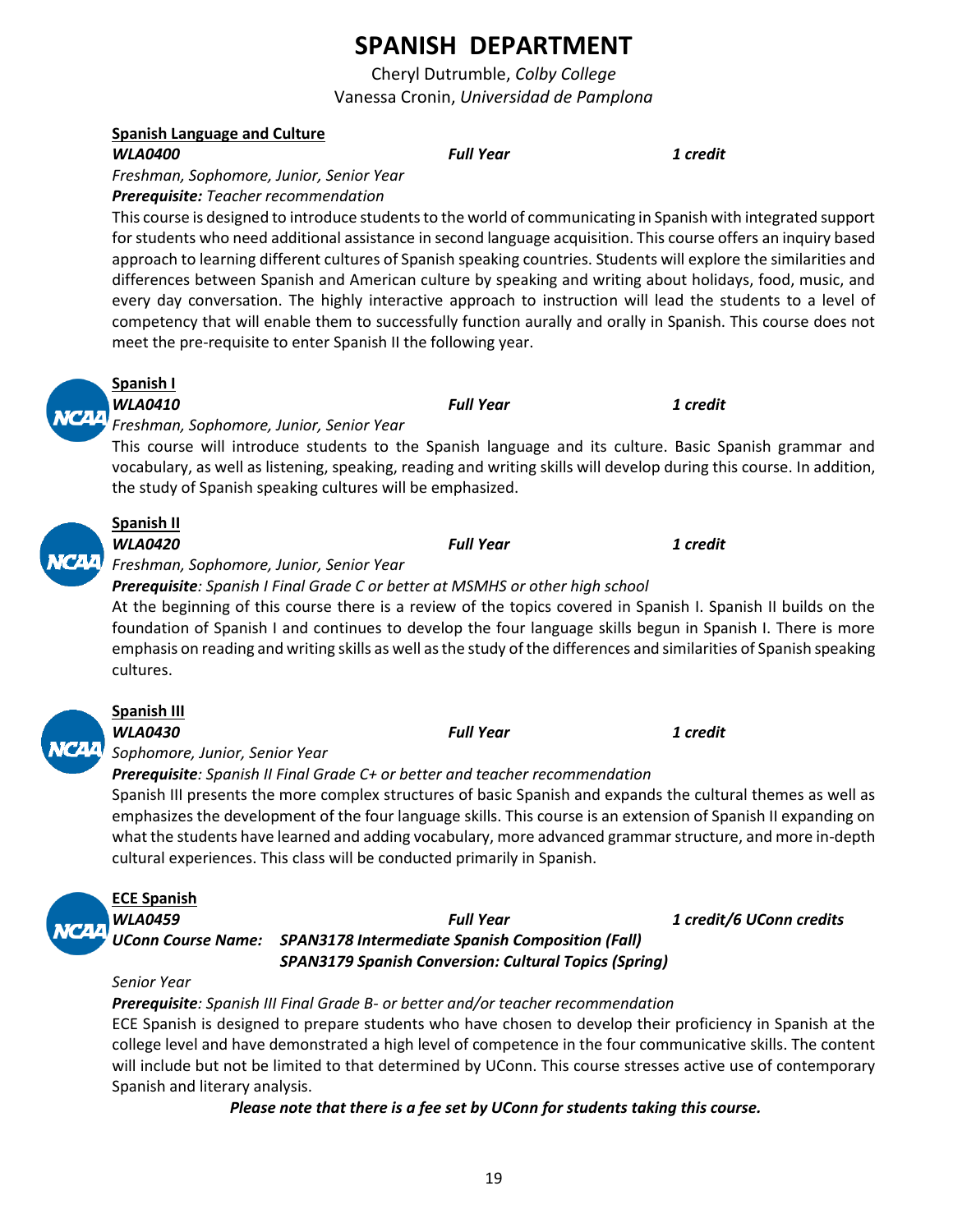# SPANISH DEPARTMENT

Cheryl Dutrumble, *Colby College*
Vanessa Cronin, *Universidad de Pamplona*

**Spanish Language and Culture**

***WLA0400*** ***Full Year*** ***1 credit***

*Freshman, Sophomore, Junior, Senior Year*

***Prerequisite:*** *Teacher recommendation*

This course is designed to introduce students to the world of communicating in Spanish with integrated support for students who need additional assistance in second language acquisition. This course offers an inquiry based approach to learning different cultures of Spanish speaking countries. Students will explore the similarities and differences between Spanish and American culture by speaking and writing about holidays, food, music, and every day conversation. The highly interactive approach to instruction will lead the students to a level of competency that will enable them to successfully function aurally and orally in Spanish. This course does not meet the pre-requisite to enter Spanish II the following year.

**Spanish I**

***WLA0410*** ***Full Year*** ***1 credit***

*Freshman, Sophomore, Junior, Senior Year*

This course will introduce students to the Spanish language and its culture. Basic Spanish grammar and vocabulary, as well as listening, speaking, reading and writing skills will develop during this course. In addition, the study of Spanish speaking cultures will be emphasized.

**Spanish II**

***WLA0420*** ***Full Year*** ***1 credit***

*Freshman, Sophomore, Junior, Senior Year*

***Prerequisite****: Spanish I Final Grade C or better at MSMHS or other high school*

At the beginning of this course there is a review of the topics covered in Spanish I. Spanish II builds on the foundation of Spanish I and continues to develop the four language skills begun in Spanish I. There is more emphasis on reading and writing skills as well as the study of the differences and similarities of Spanish speaking cultures.

**Spanish III**

***WLA0430*** ***Full Year*** ***1 credit***

*Sophomore, Junior, Senior Year*

***Prerequisite****: Spanish II Final Grade C+ or better and teacher recommendation*

Spanish III presents the more complex structures of basic Spanish and expands the cultural themes as well as emphasizes the development of the four language skills. This course is an extension of Spanish II expanding on what the students have learned and adding vocabulary, more advanced grammar structure, and more in-depth cultural experiences. This class will be conducted primarily in Spanish.

**ECE Spanish**

***WLA0459*** ***Full Year*** ***1 credit/6 UConn credits***

***UConn Course Name:*** ***SPAN3178 Intermediate Spanish Composition (Fall)***
***SPAN3179 Spanish Conversion: Cultural Topics (Spring)***

*Senior Year*

***Prerequisite****: Spanish III Final Grade B- or better and/or teacher recommendation*

ECE Spanish is designed to prepare students who have chosen to develop their proficiency in Spanish at the college level and have demonstrated a high level of competence in the four communicative skills. The content will include but not be limited to that determined by UConn. This course stresses active use of contemporary Spanish and literary analysis.

***Please note that there is a fee set by UConn for students taking this course.***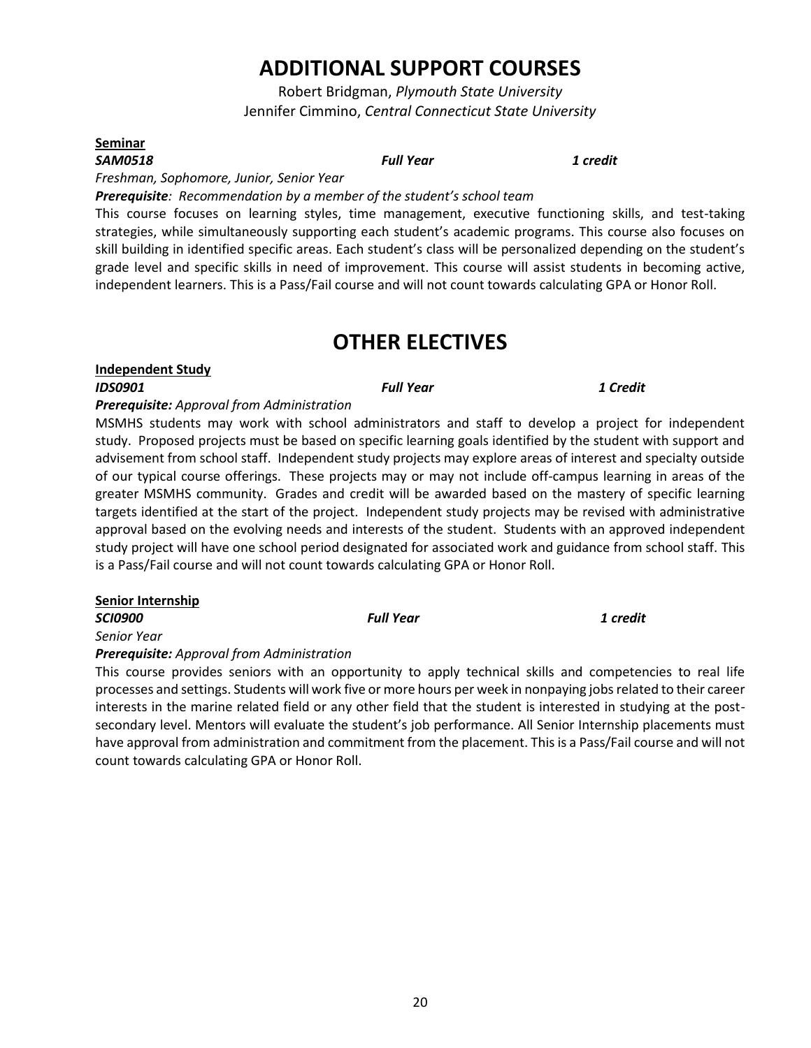# ADDITIONAL SUPPORT COURSES

Robert Bridgman, *Plymouth State University*
Jennifer Cimmino, *Central Connecticut State University*

**Seminar**

***SAM0518*** ***Full Year*** ***1 credit***

*Freshman, Sophomore, Junior, Senior Year*

***Prerequisite**: Recommendation by a member of the student's school team*

This course focuses on learning styles, time management, executive functioning skills, and test-taking strategies, while simultaneously supporting each student's academic programs. This course also focuses on skill building in identified specific areas. Each student's class will be personalized depending on the student's grade level and specific skills in need of improvement. This course will assist students in becoming active, independent learners. This is a Pass/Fail course and will not count towards calculating GPA or Honor Roll.

# OTHER ELECTIVES

**Independent Study**

***IDS0901*** ***Full Year*** ***1 Credit***

***Prerequisite:*** *Approval from Administration*

MSMHS students may work with school administrators and staff to develop a project for independent study. Proposed projects must be based on specific learning goals identified by the student with support and advisement from school staff. Independent study projects may explore areas of interest and specialty outside of our typical course offerings. These projects may or may not include off-campus learning in areas of the greater MSMHS community. Grades and credit will be awarded based on the mastery of specific learning targets identified at the start of the project. Independent study projects may be revised with administrative approval based on the evolving needs and interests of the student. Students with an approved independent study project will have one school period designated for associated work and guidance from school staff. This is a Pass/Fail course and will not count towards calculating GPA or Honor Roll.

**Senior Internship**

***SCI0900*** ***Full Year*** ***1 credit***

*Senior Year*

***Prerequisite:*** *Approval from Administration*

This course provides seniors with an opportunity to apply technical skills and competencies to real life processes and settings. Students will work five or more hours per week in nonpaying jobs related to their career interests in the marine related field or any other field that the student is interested in studying at the post-secondary level. Mentors will evaluate the student's job performance. All Senior Internship placements must have approval from administration and commitment from the placement. This is a Pass/Fail course and will not count towards calculating GPA or Honor Roll.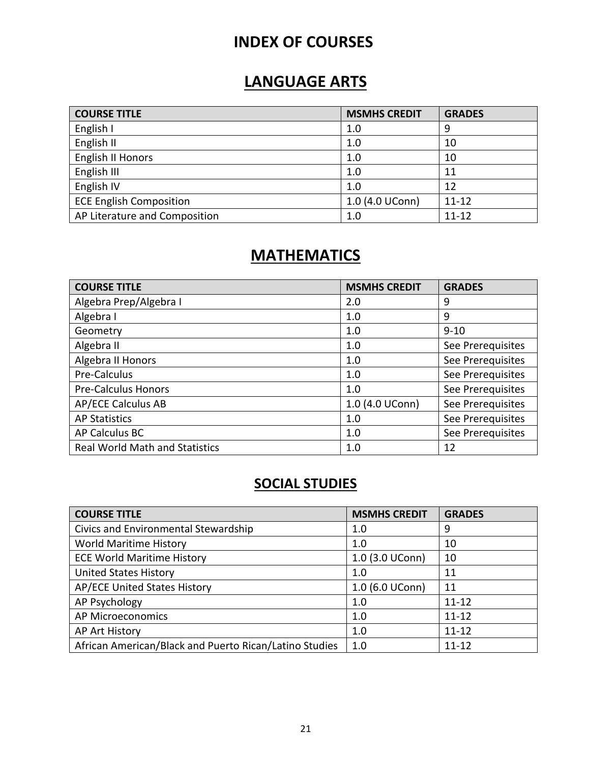# INDEX OF COURSES

## LANGUAGE ARTS

| COURSE TITLE | MSMHS CREDIT | GRADES |
|---|---|---|
| English I | 1.0 | 9 |
| English II | 1.0 | 10 |
| English II Honors | 1.0 | 10 |
| English III | 1.0 | 11 |
| English IV | 1.0 | 12 |
| ECE English Composition | 1.0 (4.0 UConn) | 11-12 |
| AP Literature and Composition | 1.0 | 11-12 |

## MATHEMATICS

| COURSE TITLE | MSMHS CREDIT | GRADES |
|---|---|---|
| Algebra Prep/Algebra I | 2.0 | 9 |
| Algebra I | 1.0 | 9 |
| Geometry | 1.0 | 9-10 |
| Algebra II | 1.0 | See Prerequisites |
| Algebra II Honors | 1.0 | See Prerequisites |
| Pre-Calculus | 1.0 | See Prerequisites |
| Pre-Calculus Honors | 1.0 | See Prerequisites |
| AP/ECE Calculus AB | 1.0 (4.0 UConn) | See Prerequisites |
| AP Statistics | 1.0 | See Prerequisites |
| AP Calculus BC | 1.0 | See Prerequisites |
| Real World Math and Statistics | 1.0 | 12 |

## SOCIAL STUDIES

| COURSE TITLE | MSMHS CREDIT | GRADES |
|---|---|---|
| Civics and Environmental Stewardship | 1.0 | 9 |
| World Maritime History | 1.0 | 10 |
| ECE World Maritime History | 1.0 (3.0 UConn) | 10 |
| United States History | 1.0 | 11 |
| AP/ECE United States History | 1.0 (6.0 UConn) | 11 |
| AP Psychology | 1.0 | 11-12 |
| AP Microeconomics | 1.0 | 11-12 |
| AP Art History | 1.0 | 11-12 |
| African American/Black and Puerto Rican/Latino Studies | 1.0 | 11-12 |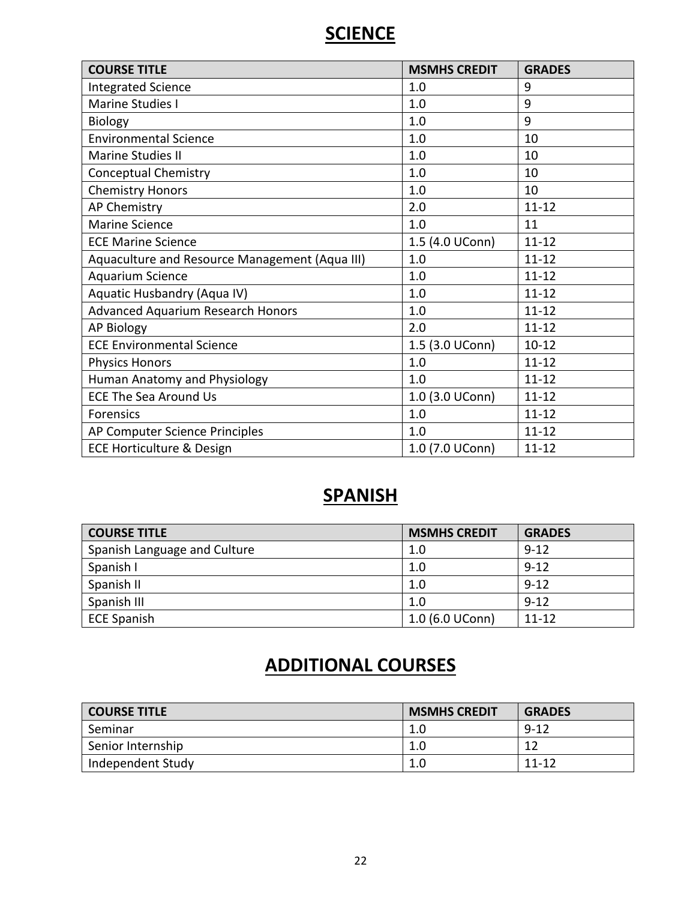# SCIENCE

| COURSE TITLE | MSMHS CREDIT | GRADES |
| --- | --- | --- |
| Integrated Science | 1.0 | 9 |
| Marine Studies I | 1.0 | 9 |
| Biology | 1.0 | 9 |
| Environmental Science | 1.0 | 10 |
| Marine Studies II | 1.0 | 10 |
| Conceptual Chemistry | 1.0 | 10 |
| Chemistry Honors | 1.0 | 10 |
| AP Chemistry | 2.0 | 11-12 |
| Marine Science | 1.0 | 11 |
| ECE Marine Science | 1.5 (4.0 UConn) | 11-12 |
| Aquaculture and Resource Management (Aqua III) | 1.0 | 11-12 |
| Aquarium Science | 1.0 | 11-12 |
| Aquatic Husbandry (Aqua IV) | 1.0 | 11-12 |
| Advanced Aquarium Research Honors | 1.0 | 11-12 |
| AP Biology | 2.0 | 11-12 |
| ECE Environmental Science | 1.5 (3.0 UConn) | 10-12 |
| Physics Honors | 1.0 | 11-12 |
| Human Anatomy and Physiology | 1.0 | 11-12 |
| ECE The Sea Around Us | 1.0 (3.0 UConn) | 11-12 |
| Forensics | 1.0 | 11-12 |
| AP Computer Science Principles | 1.0 | 11-12 |
| ECE Horticulture & Design | 1.0 (7.0 UConn) | 11-12 |

# SPANISH

| COURSE TITLE | MSMHS CREDIT | GRADES |
| --- | --- | --- |
| Spanish Language and Culture | 1.0 | 9-12 |
| Spanish I | 1.0 | 9-12 |
| Spanish II | 1.0 | 9-12 |
| Spanish III | 1.0 | 9-12 |
| ECE Spanish | 1.0 (6.0 UConn) | 11-12 |

# ADDITIONAL COURSES

| COURSE TITLE | MSMHS CREDIT | GRADES |
| --- | --- | --- |
| Seminar | 1.0 | 9-12 |
| Senior Internship | 1.0 | 12 |
| Independent Study | 1.0 | 11-12 |